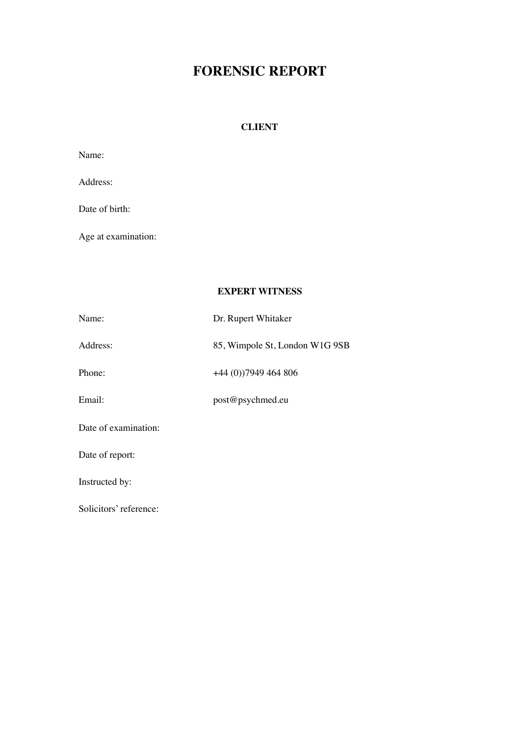# FORENSIC REPORT

## CLIENT

Name:

Address:

Date of birth:

Age at examination:

## EXPERT WITNESS

| | |
|---|---|
| Name: | Dr. Rupert Whitaker |
| Address: | 85, Wimpole St, London W1G 9SB |
| Phone: | +44 (0))7949 464 806 |
| Email: | post@psychmed.eu |
| Date of examination: | |
| Date of report: | |
| Instructed by: | |
| Solicitors' reference: | |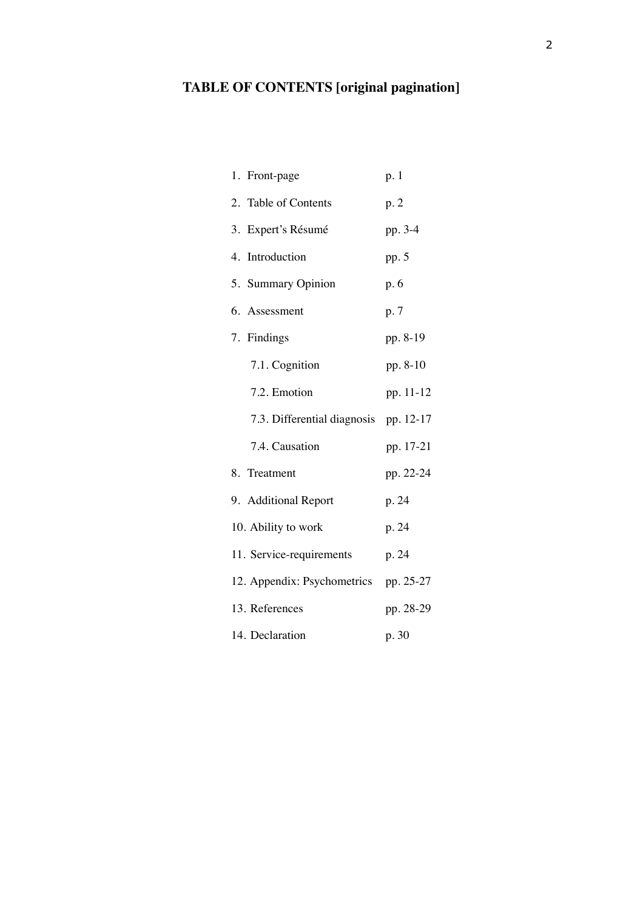# TABLE OF CONTENTS [original pagination]

1. Front-page p. 1
2. Table of Contents p. 2
3. Expert's Résumé pp. 3-4
4. Introduction pp. 5
5. Summary Opinion p. 6
6. Assessment p. 7
7. Findings pp. 8-19
    7.1. Cognition pp. 8-10
    7.2. Emotion pp. 11-12
    7.3. Differential diagnosis pp. 12-17
    7.4. Causation pp. 17-21
8. Treatment pp. 22-24
9. Additional Report p. 24
10. Ability to work p. 24
11. Service-requirements p. 24
12. Appendix: Psychometrics pp. 25-27
13. References pp. 28-29
14. Declaration p. 30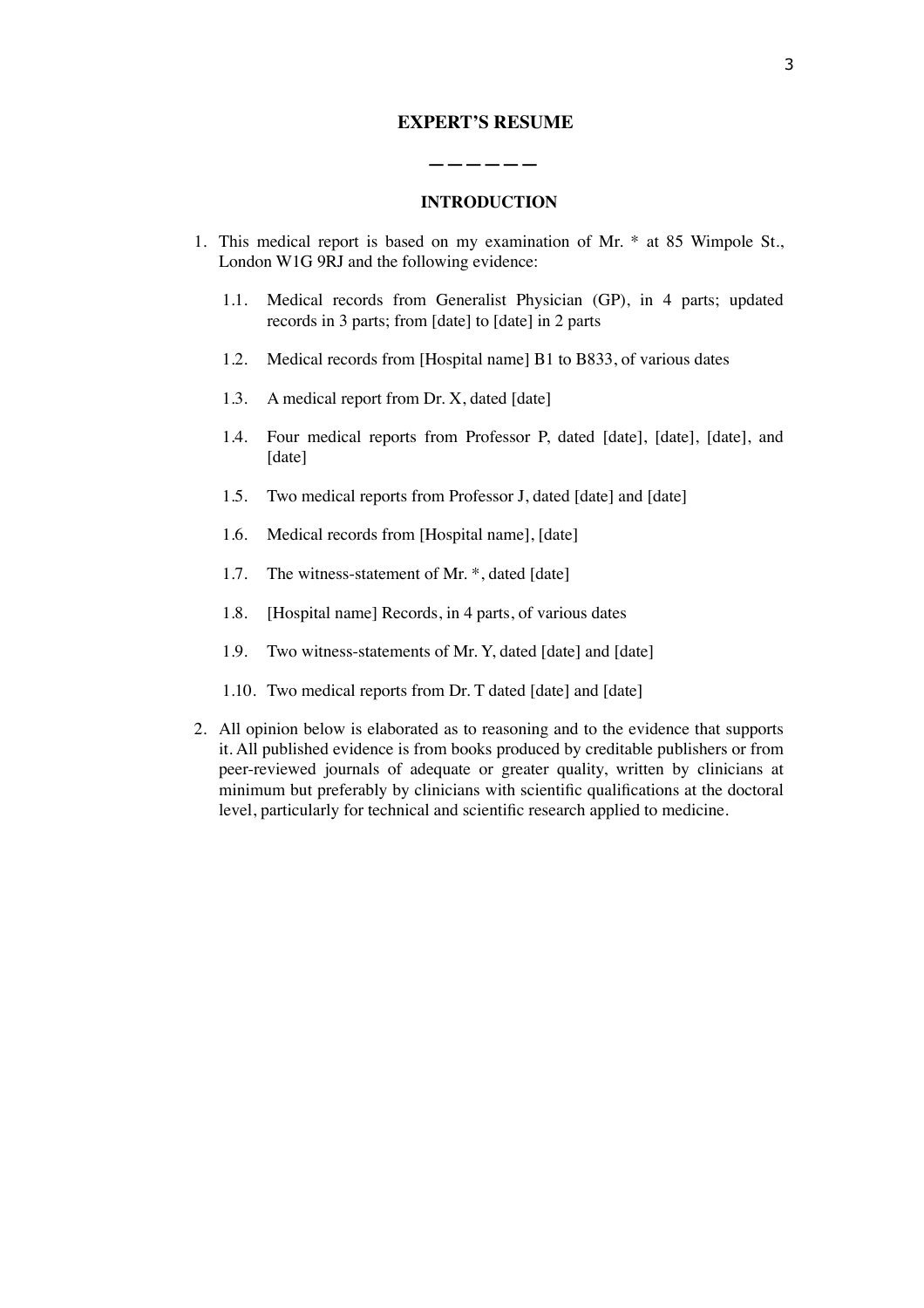## EXPERT'S RESUME

——————

### INTRODUCTION

1. This medical report is based on my examination of Mr. * at 85 Wimpole St., London W1G 9RJ and the following evidence:

   1.1. Medical records from Generalist Physician (GP), in 4 parts; updated records in 3 parts; from [date] to [date] in 2 parts

   1.2. Medical records from [Hospital name] B1 to B833, of various dates

   1.3. A medical report from Dr. X, dated [date]

   1.4. Four medical reports from Professor P, dated [date], [date], [date], and [date]

   1.5. Two medical reports from Professor J, dated [date] and [date]

   1.6. Medical records from [Hospital name], [date]

   1.7. The witness-statement of Mr. *, dated [date]

   1.8. [Hospital name] Records, in 4 parts, of various dates

   1.9. Two witness-statements of Mr. Y, dated [date] and [date]

   1.10. Two medical reports from Dr. T dated [date] and [date]

2. All opinion below is elaborated as to reasoning and to the evidence that supports it. All published evidence is from books produced by creditable publishers or from peer-reviewed journals of adequate or greater quality, written by clinicians at minimum but preferably by clinicians with scientific qualifications at the doctoral level, particularly for technical and scientific research applied to medicine.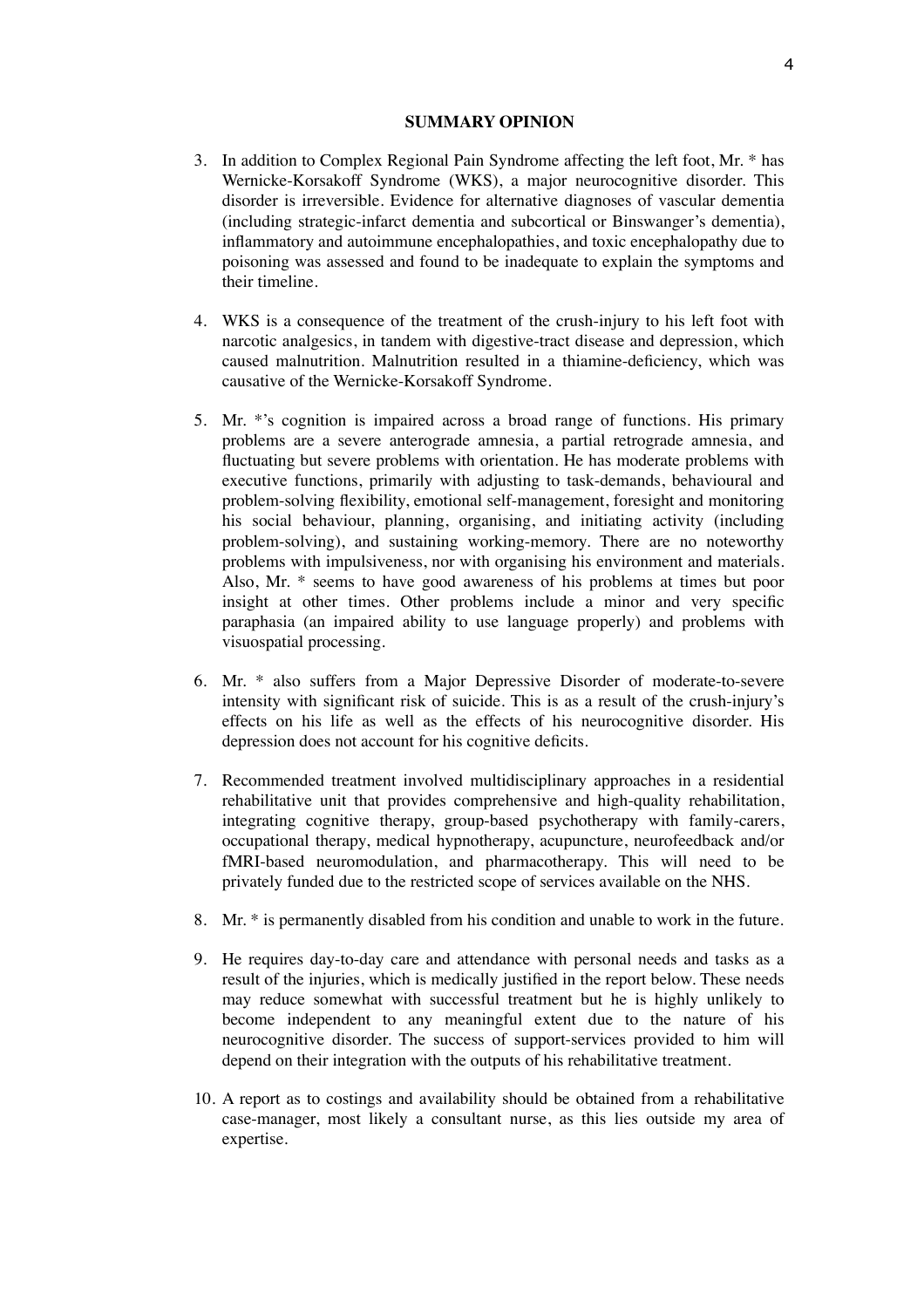## SUMMARY OPINION

3. In addition to Complex Regional Pain Syndrome affecting the left foot, Mr. * has Wernicke-Korsakoff Syndrome (WKS), a major neurocognitive disorder. This disorder is irreversible. Evidence for alternative diagnoses of vascular dementia (including strategic-infarct dementia and subcortical or Binswanger's dementia), inflammatory and autoimmune encephalopathies, and toxic encephalopathy due to poisoning was assessed and found to be inadequate to explain the symptoms and their timeline.

4. WKS is a consequence of the treatment of the crush-injury to his left foot with narcotic analgesics, in tandem with digestive-tract disease and depression, which caused malnutrition. Malnutrition resulted in a thiamine-deficiency, which was causative of the Wernicke-Korsakoff Syndrome.

5. Mr. *'s cognition is impaired across a broad range of functions. His primary problems are a severe anterograde amnesia, a partial retrograde amnesia, and fluctuating but severe problems with orientation. He has moderate problems with executive functions, primarily with adjusting to task-demands, behavioural and problem-solving flexibility, emotional self-management, foresight and monitoring his social behaviour, planning, organising, and initiating activity (including problem-solving), and sustaining working-memory. There are no noteworthy problems with impulsiveness, nor with organising his environment and materials. Also, Mr. * seems to have good awareness of his problems at times but poor insight at other times. Other problems include a minor and very specific paraphasia (an impaired ability to use language properly) and problems with visuospatial processing.

6. Mr. * also suffers from a Major Depressive Disorder of moderate-to-severe intensity with significant risk of suicide. This is as a result of the crush-injury's effects on his life as well as the effects of his neurocognitive disorder. His depression does not account for his cognitive deficits.

7. Recommended treatment involved multidisciplinary approaches in a residential rehabilitative unit that provides comprehensive and high-quality rehabilitation, integrating cognitive therapy, group-based psychotherapy with family-carers, occupational therapy, medical hypnotherapy, acupuncture, neurofeedback and/or fMRI-based neuromodulation, and pharmacotherapy. This will need to be privately funded due to the restricted scope of services available on the NHS.

8. Mr. * is permanently disabled from his condition and unable to work in the future.

9. He requires day-to-day care and attendance with personal needs and tasks as a result of the injuries, which is medically justified in the report below. These needs may reduce somewhat with successful treatment but he is highly unlikely to become independent to any meaningful extent due to the nature of his neurocognitive disorder. The success of support-services provided to him will depend on their integration with the outputs of his rehabilitative treatment.

10. A report as to costings and availability should be obtained from a rehabilitative case-manager, most likely a consultant nurse, as this lies outside my area of expertise.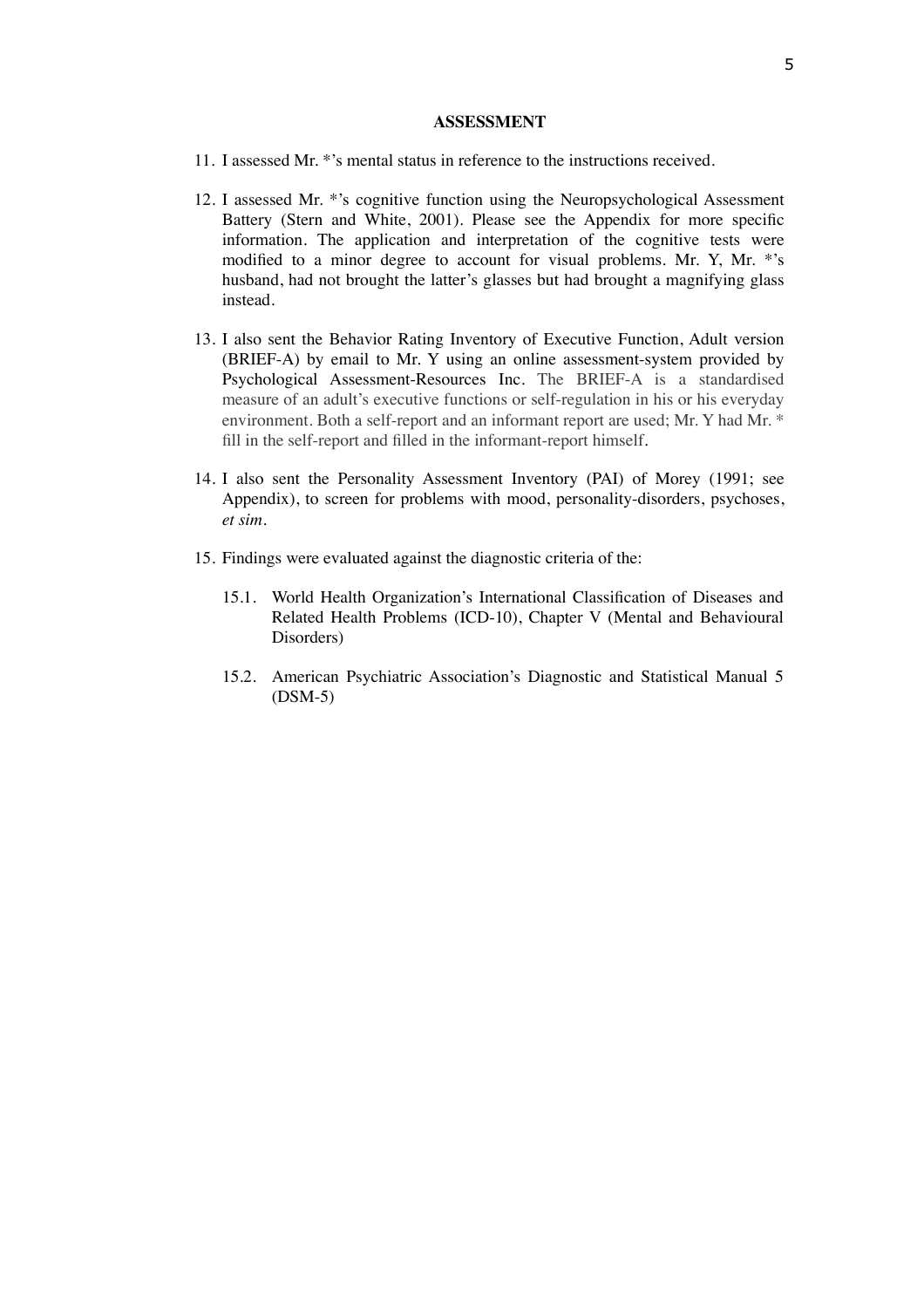## ASSESSMENT

11. I assessed Mr. *'s mental status in reference to the instructions received.

12. I assessed Mr. *'s cognitive function using the Neuropsychological Assessment Battery (Stern and White, 2001). Please see the Appendix for more specific information. The application and interpretation of the cognitive tests were modified to a minor degree to account for visual problems. Mr. Y, Mr. *'s husband, had not brought the latter's glasses but had brought a magnifying glass instead.

13. I also sent the Behavior Rating Inventory of Executive Function, Adult version (BRIEF-A) by email to Mr. Y using an online assessment-system provided by Psychological Assessment-Resources Inc. The BRIEF-A is a standardised measure of an adult's executive functions or self-regulation in his or his everyday environment. Both a self-report and an informant report are used; Mr. Y had Mr. * fill in the self-report and filled in the informant-report himself.

14. I also sent the Personality Assessment Inventory (PAI) of Morey (1991; see Appendix), to screen for problems with mood, personality-disorders, psychoses, *et sim*.

15. Findings were evaluated against the diagnostic criteria of the:

    15.1. World Health Organization's International Classification of Diseases and Related Health Problems (ICD-10), Chapter V (Mental and Behavioural Disorders)

    15.2. American Psychiatric Association's Diagnostic and Statistical Manual 5 (DSM-5)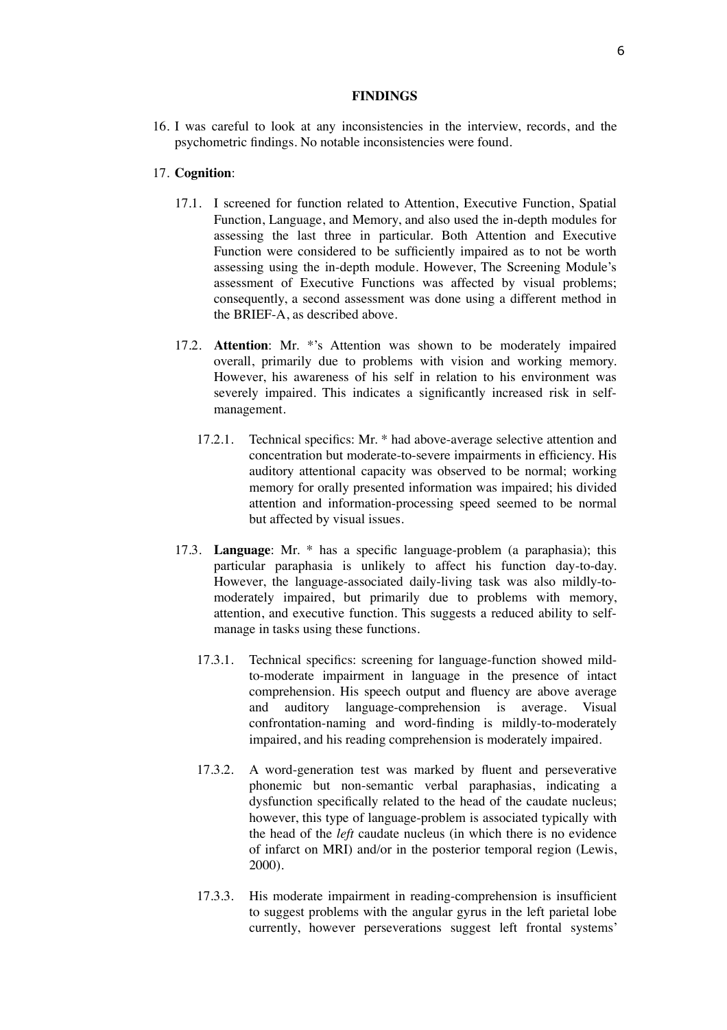## FINDINGS

16. I was careful to look at any inconsistencies in the interview, records, and the psychometric findings. No notable inconsistencies were found.

17. **Cognition**:

    17.1. I screened for function related to Attention, Executive Function, Spatial Function, Language, and Memory, and also used the in-depth modules for assessing the last three in particular. Both Attention and Executive Function were considered to be sufficiently impaired as to not be worth assessing using the in-depth module. However, The Screening Module's assessment of Executive Functions was affected by visual problems; consequently, a second assessment was done using a different method in the BRIEF-A, as described above.

    17.2. **Attention**: Mr. *'s Attention was shown to be moderately impaired overall, primarily due to problems with vision and working memory. However, his awareness of his self in relation to his environment was severely impaired. This indicates a significantly increased risk in self-management.

    17.2.1. Technical specifics: Mr. * had above-average selective attention and concentration but moderate-to-severe impairments in efficiency. His auditory attentional capacity was observed to be normal; working memory for orally presented information was impaired; his divided attention and information-processing speed seemed to be normal but affected by visual issues.

    17.3. **Language**: Mr. * has a specific language-problem (a paraphasia); this particular paraphasia is unlikely to affect his function day-to-day. However, the language-associated daily-living task was also mildly-to-moderately impaired, but primarily due to problems with memory, attention, and executive function. This suggests a reduced ability to self-manage in tasks using these functions.

    17.3.1. Technical specifics: screening for language-function showed mild-to-moderate impairment in language in the presence of intact comprehension. His speech output and fluency are above average and auditory language-comprehension is average. Visual confrontation-naming and word-finding is mildly-to-moderately impaired, and his reading comprehension is moderately impaired.

    17.3.2. A word-generation test was marked by fluent and perseverative phonemic but non-semantic verbal paraphasias, indicating a dysfunction specifically related to the head of the caudate nucleus; however, this type of language-problem is associated typically with the head of the *left* caudate nucleus (in which there is no evidence of infarct on MRI) and/or in the posterior temporal region (Lewis, 2000).

    17.3.3. His moderate impairment in reading-comprehension is insufficient to suggest problems with the angular gyrus in the left parietal lobe currently, however perseverations suggest left frontal systems'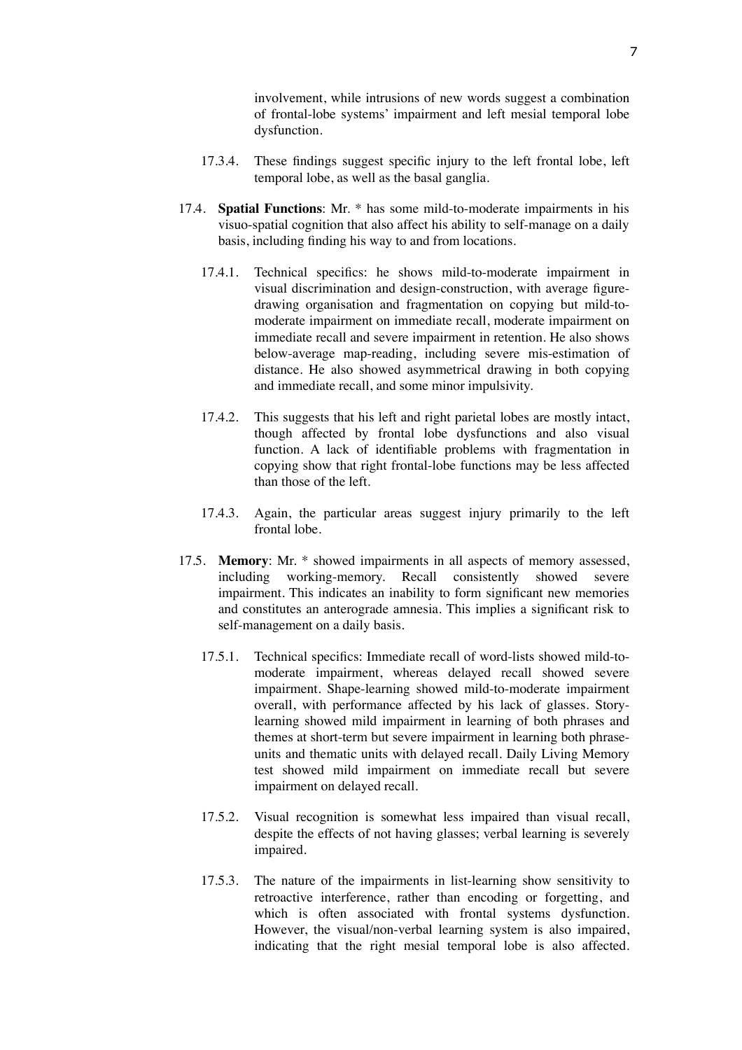involvement, while intrusions of new words suggest a combination of frontal-lobe systems' impairment and left mesial temporal lobe dysfunction.

17.3.4. These findings suggest specific injury to the left frontal lobe, left temporal lobe, as well as the basal ganglia.

17.4. **Spatial Functions**: Mr. * has some mild-to-moderate impairments in his visuo-spatial cognition that also affect his ability to self-manage on a daily basis, including finding his way to and from locations.

17.4.1. Technical specifics: he shows mild-to-moderate impairment in visual discrimination and design-construction, with average figure-drawing organisation and fragmentation on copying but mild-to-moderate impairment on immediate recall, moderate impairment on immediate recall and severe impairment in retention. He also shows below-average map-reading, including severe mis-estimation of distance. He also showed asymmetrical drawing in both copying and immediate recall, and some minor impulsivity.

17.4.2. This suggests that his left and right parietal lobes are mostly intact, though affected by frontal lobe dysfunctions and also visual function. A lack of identifiable problems with fragmentation in copying show that right frontal-lobe functions may be less affected than those of the left.

17.4.3. Again, the particular areas suggest injury primarily to the left frontal lobe.

17.5. **Memory**: Mr. * showed impairments in all aspects of memory assessed, including working-memory. Recall consistently showed severe impairment. This indicates an inability to form significant new memories and constitutes an anterograde amnesia. This implies a significant risk to self-management on a daily basis.

17.5.1. Technical specifics: Immediate recall of word-lists showed mild-to-moderate impairment, whereas delayed recall showed severe impairment. Shape-learning showed mild-to-moderate impairment overall, with performance affected by his lack of glasses. Story-learning showed mild impairment in learning of both phrases and themes at short-term but severe impairment in learning both phrase-units and thematic units with delayed recall. Daily Living Memory test showed mild impairment on immediate recall but severe impairment on delayed recall.

17.5.2. Visual recognition is somewhat less impaired than visual recall, despite the effects of not having glasses; verbal learning is severely impaired.

17.5.3. The nature of the impairments in list-learning show sensitivity to retroactive interference, rather than encoding or forgetting, and which is often associated with frontal systems dysfunction. However, the visual/non-verbal learning system is also impaired, indicating that the right mesial temporal lobe is also affected.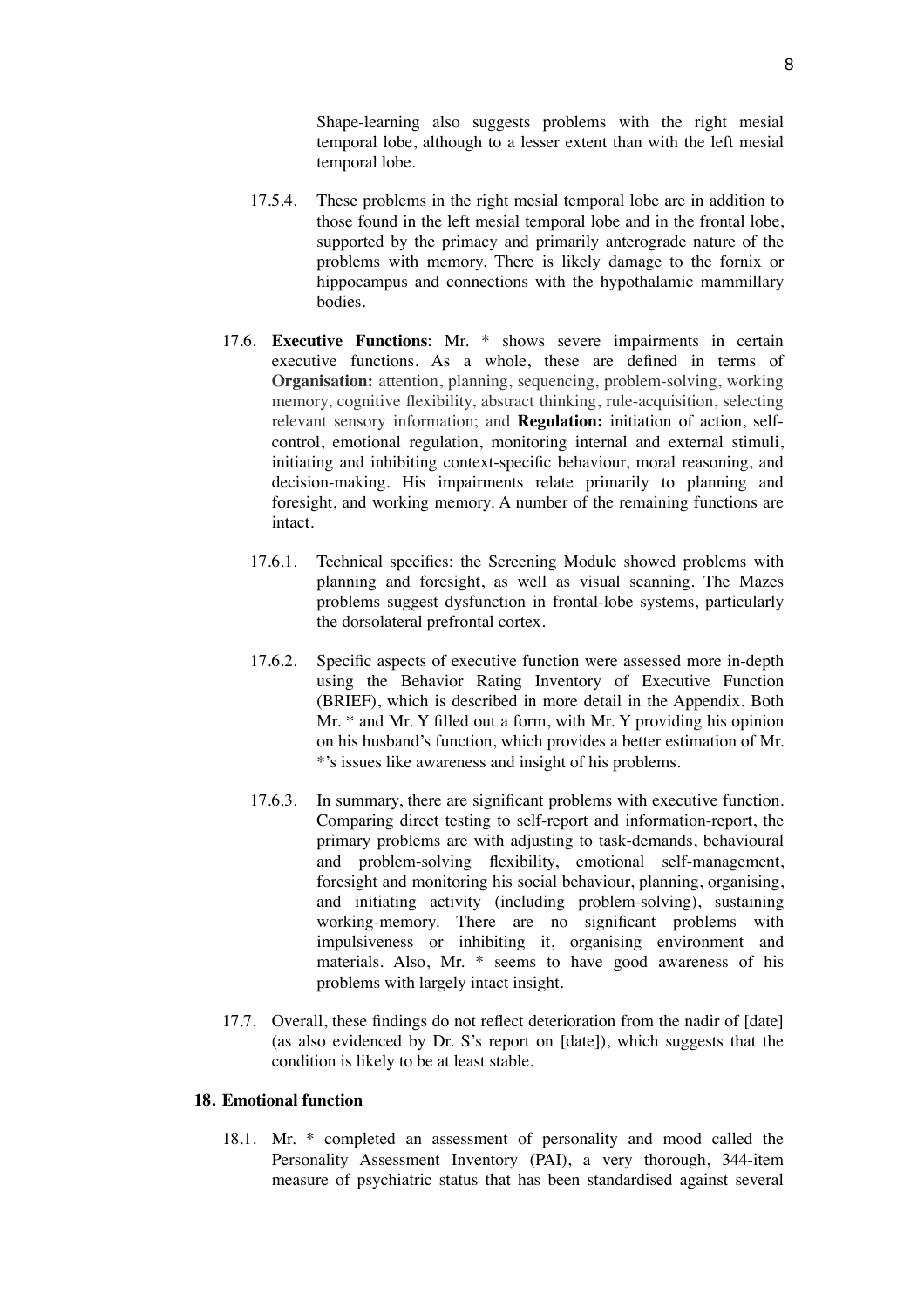Shape-learning also suggests problems with the right mesial temporal lobe, although to a lesser extent than with the left mesial temporal lobe.

17.5.4. These problems in the right mesial temporal lobe are in addition to those found in the left mesial temporal lobe and in the frontal lobe, supported by the primacy and primarily anterograde nature of the problems with memory. There is likely damage to the fornix or hippocampus and connections with the hypothalamic mammillary bodies.

17.6. **Executive Functions**: Mr. * shows severe impairments in certain executive functions. As a whole, these are defined in terms of **Organisation:** attention, planning, sequencing, problem-solving, working memory, cognitive flexibility, abstract thinking, rule-acquisition, selecting relevant sensory information; and **Regulation:** initiation of action, self-control, emotional regulation, monitoring internal and external stimuli, initiating and inhibiting context-specific behaviour, moral reasoning, and decision-making. His impairments relate primarily to planning and foresight, and working memory. A number of the remaining functions are intact.

17.6.1. Technical specifics: the Screening Module showed problems with planning and foresight, as well as visual scanning. The Mazes problems suggest dysfunction in frontal-lobe systems, particularly the dorsolateral prefrontal cortex.

17.6.2. Specific aspects of executive function were assessed more in-depth using the Behavior Rating Inventory of Executive Function (BRIEF), which is described in more detail in the Appendix. Both Mr. * and Mr. Y filled out a form, with Mr. Y providing his opinion on his husband's function, which provides a better estimation of Mr. *'s issues like awareness and insight of his problems.

17.6.3. In summary, there are significant problems with executive function. Comparing direct testing to self-report and information-report, the primary problems are with adjusting to task-demands, behavioural and problem-solving flexibility, emotional self-management, foresight and monitoring his social behaviour, planning, organising, and initiating activity (including problem-solving), sustaining working-memory. There are no significant problems with impulsiveness or inhibiting it, organising environment and materials. Also, Mr. * seems to have good awareness of his problems with largely intact insight.

17.7. Overall, these findings do not reflect deterioration from the nadir of [date] (as also evidenced by Dr. S's report on [date]), which suggests that the condition is likely to be at least stable.

## 18. Emotional function

18.1. Mr. * completed an assessment of personality and mood called the Personality Assessment Inventory (PAI), a very thorough, 344-item measure of psychiatric status that has been standardised against several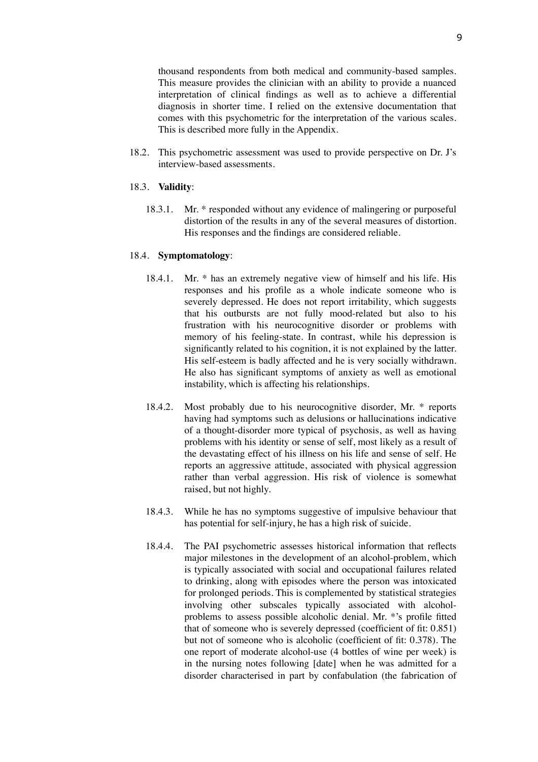thousand respondents from both medical and community-based samples. This measure provides the clinician with an ability to provide a nuanced interpretation of clinical findings as well as to achieve a differential diagnosis in shorter time. I relied on the extensive documentation that comes with this psychometric for the interpretation of the various scales. This is described more fully in the Appendix.

18.2. This psychometric assessment was used to provide perspective on Dr. J's interview-based assessments.

18.3. **Validity**:

18.3.1. Mr. * responded without any evidence of malingering or purposeful distortion of the results in any of the several measures of distortion. His responses and the findings are considered reliable.

18.4. **Symptomatology**:

18.4.1. Mr. * has an extremely negative view of himself and his life. His responses and his profile as a whole indicate someone who is severely depressed. He does not report irritability, which suggests that his outbursts are not fully mood-related but also to his frustration with his neurocognitive disorder or problems with memory of his feeling-state. In contrast, while his depression is significantly related to his cognition, it is not explained by the latter. His self-esteem is badly affected and he is very socially withdrawn. He also has significant symptoms of anxiety as well as emotional instability, which is affecting his relationships.

18.4.2. Most probably due to his neurocognitive disorder, Mr. * reports having had symptoms such as delusions or hallucinations indicative of a thought-disorder more typical of psychosis, as well as having problems with his identity or sense of self, most likely as a result of the devastating effect of his illness on his life and sense of self. He reports an aggressive attitude, associated with physical aggression rather than verbal aggression. His risk of violence is somewhat raised, but not highly.

18.4.3. While he has no symptoms suggestive of impulsive behaviour that has potential for self-injury, he has a high risk of suicide.

18.4.4. The PAI psychometric assesses historical information that reflects major milestones in the development of an alcohol-problem, which is typically associated with social and occupational failures related to drinking, along with episodes where the person was intoxicated for prolonged periods. This is complemented by statistical strategies involving other subscales typically associated with alcohol-problems to assess possible alcoholic denial. Mr. *'s profile fitted that of someone who is severely depressed (coefficient of fit: 0.851) but not of someone who is alcoholic (coefficient of fit: 0.378). The one report of moderate alcohol-use (4 bottles of wine per week) is in the nursing notes following [date] when he was admitted for a disorder characterised in part by confabulation (the fabrication of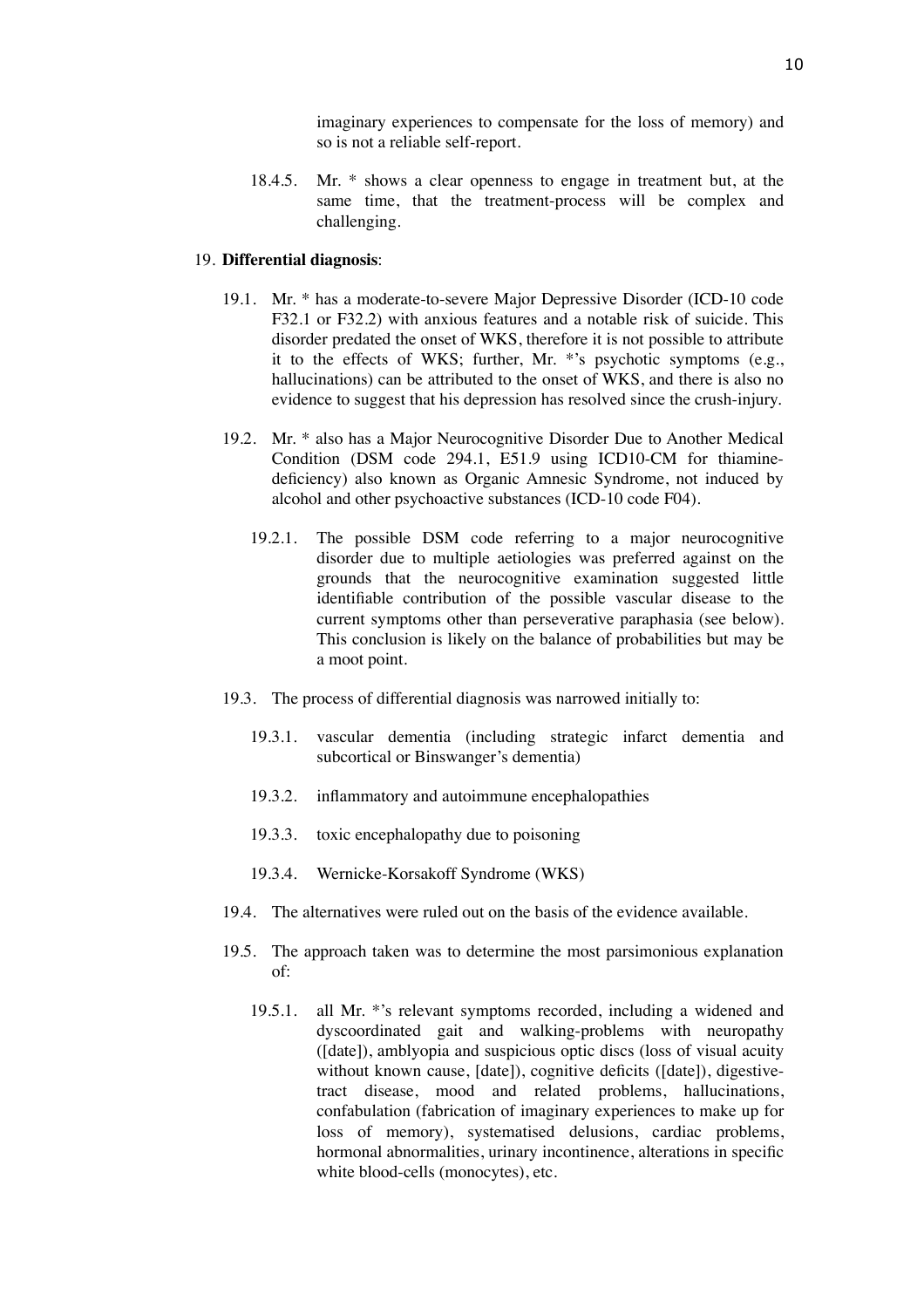imaginary experiences to compensate for the loss of memory) and so is not a reliable self-report.

18.4.5. Mr. * shows a clear openness to engage in treatment but, at the same time, that the treatment-process will be complex and challenging.

19. **Differential diagnosis**:

19.1. Mr. * has a moderate-to-severe Major Depressive Disorder (ICD-10 code F32.1 or F32.2) with anxious features and a notable risk of suicide. This disorder predated the onset of WKS, therefore it is not possible to attribute it to the effects of WKS; further, Mr. *'s psychotic symptoms (e.g., hallucinations) can be attributed to the onset of WKS, and there is also no evidence to suggest that his depression has resolved since the crush-injury.

19.2. Mr. * also has a Major Neurocognitive Disorder Due to Another Medical Condition (DSM code 294.1, E51.9 using ICD10-CM for thiamine-deficiency) also known as Organic Amnesic Syndrome, not induced by alcohol and other psychoactive substances (ICD-10 code F04).

19.2.1. The possible DSM code referring to a major neurocognitive disorder due to multiple aetiologies was preferred against on the grounds that the neurocognitive examination suggested little identifiable contribution of the possible vascular disease to the current symptoms other than perseverative paraphasia (see below). This conclusion is likely on the balance of probabilities but may be a moot point.

19.3. The process of differential diagnosis was narrowed initially to:

19.3.1. vascular dementia (including strategic infarct dementia and subcortical or Binswanger's dementia)

19.3.2. inflammatory and autoimmune encephalopathies

19.3.3. toxic encephalopathy due to poisoning

19.3.4. Wernicke-Korsakoff Syndrome (WKS)

19.4. The alternatives were ruled out on the basis of the evidence available.

19.5. The approach taken was to determine the most parsimonious explanation of:

19.5.1. all Mr. *'s relevant symptoms recorded, including a widened and dyscoordinated gait and walking-problems with neuropathy ([date]), amblyopia and suspicious optic discs (loss of visual acuity without known cause, [date]), cognitive deficits ([date]), digestive-tract disease, mood and related problems, hallucinations, confabulation (fabrication of imaginary experiences to make up for loss of memory), systematised delusions, cardiac problems, hormonal abnormalities, urinary incontinence, alterations in specific white blood-cells (monocytes), etc.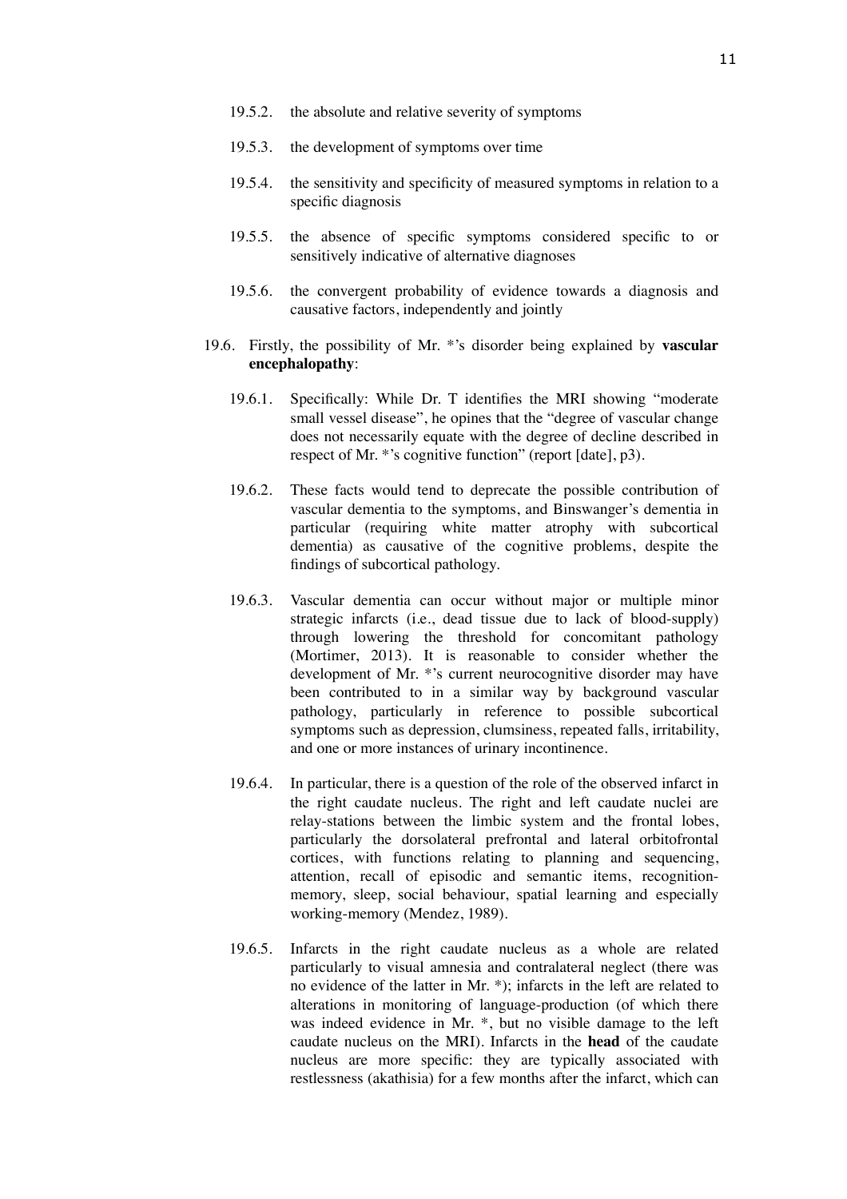19.5.2. the absolute and relative severity of symptoms

19.5.3. the development of symptoms over time

19.5.4. the sensitivity and specificity of measured symptoms in relation to a specific diagnosis

19.5.5. the absence of specific symptoms considered specific to or sensitively indicative of alternative diagnoses

19.5.6. the convergent probability of evidence towards a diagnosis and causative factors, independently and jointly

19.6. Firstly, the possibility of Mr. *'s disorder being explained by **vascular encephalopathy**:

19.6.1. Specifically: While Dr. T identifies the MRI showing "moderate small vessel disease", he opines that the "degree of vascular change does not necessarily equate with the degree of decline described in respect of Mr. *'s cognitive function" (report [date], p3).

19.6.2. These facts would tend to deprecate the possible contribution of vascular dementia to the symptoms, and Binswanger's dementia in particular (requiring white matter atrophy with subcortical dementia) as causative of the cognitive problems, despite the findings of subcortical pathology.

19.6.3. Vascular dementia can occur without major or multiple minor strategic infarcts (i.e., dead tissue due to lack of blood-supply) through lowering the threshold for concomitant pathology (Mortimer, 2013). It is reasonable to consider whether the development of Mr. *'s current neurocognitive disorder may have been contributed to in a similar way by background vascular pathology, particularly in reference to possible subcortical symptoms such as depression, clumsiness, repeated falls, irritability, and one or more instances of urinary incontinence.

19.6.4. In particular, there is a question of the role of the observed infarct in the right caudate nucleus. The right and left caudate nuclei are relay-stations between the limbic system and the frontal lobes, particularly the dorsolateral prefrontal and lateral orbitofrontal cortices, with functions relating to planning and sequencing, attention, recall of episodic and semantic items, recognition-memory, sleep, social behaviour, spatial learning and especially working-memory (Mendez, 1989).

19.6.5. Infarcts in the right caudate nucleus as a whole are related particularly to visual amnesia and contralateral neglect (there was no evidence of the latter in Mr. *); infarcts in the left are related to alterations in monitoring of language-production (of which there was indeed evidence in Mr. *, but no visible damage to the left caudate nucleus on the MRI). Infarcts in the **head** of the caudate nucleus are more specific: they are typically associated with restlessness (akathisia) for a few months after the infarct, which can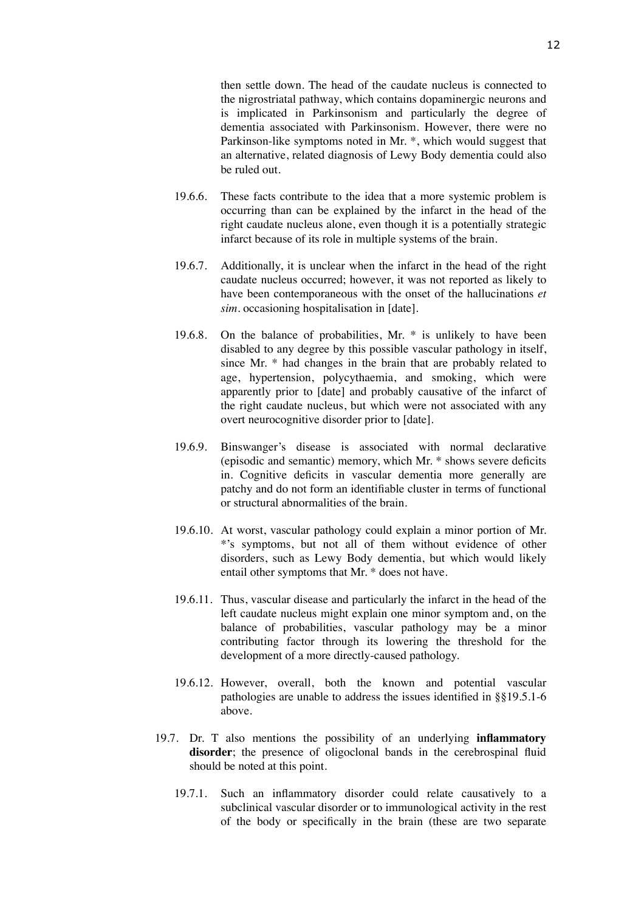then settle down. The head of the caudate nucleus is connected to the nigrostriatal pathway, which contains dopaminergic neurons and is implicated in Parkinsonism and particularly the degree of dementia associated with Parkinsonism. However, there were no Parkinson-like symptoms noted in Mr. *, which would suggest that an alternative, related diagnosis of Lewy Body dementia could also be ruled out.

19.6.6. These facts contribute to the idea that a more systemic problem is occurring than can be explained by the infarct in the head of the right caudate nucleus alone, even though it is a potentially strategic infarct because of its role in multiple systems of the brain.

19.6.7. Additionally, it is unclear when the infarct in the head of the right caudate nucleus occurred; however, it was not reported as likely to have been contemporaneous with the onset of the hallucinations *et sim.* occasioning hospitalisation in [date].

19.6.8. On the balance of probabilities, Mr. * is unlikely to have been disabled to any degree by this possible vascular pathology in itself, since Mr. * had changes in the brain that are probably related to age, hypertension, polycythaemia, and smoking, which were apparently prior to [date] and probably causative of the infarct of the right caudate nucleus, but which were not associated with any overt neurocognitive disorder prior to [date].

19.6.9. Binswanger's disease is associated with normal declarative (episodic and semantic) memory, which Mr. * shows severe deficits in. Cognitive deficits in vascular dementia more generally are patchy and do not form an identifiable cluster in terms of functional or structural abnormalities of the brain.

19.6.10. At worst, vascular pathology could explain a minor portion of Mr. *'s symptoms, but not all of them without evidence of other disorders, such as Lewy Body dementia, but which would likely entail other symptoms that Mr. * does not have.

19.6.11. Thus, vascular disease and particularly the infarct in the head of the left caudate nucleus might explain one minor symptom and, on the balance of probabilities, vascular pathology may be a minor contributing factor through its lowering the threshold for the development of a more directly-caused pathology.

19.6.12. However, overall, both the known and potential vascular pathologies are unable to address the issues identified in §§19.5.1-6 above.

19.7. Dr. T also mentions the possibility of an underlying **inflammatory disorder**; the presence of oligoclonal bands in the cerebrospinal fluid should be noted at this point.

19.7.1. Such an inflammatory disorder could relate causatively to a subclinical vascular disorder or to immunological activity in the rest of the body or specifically in the brain (these are two separate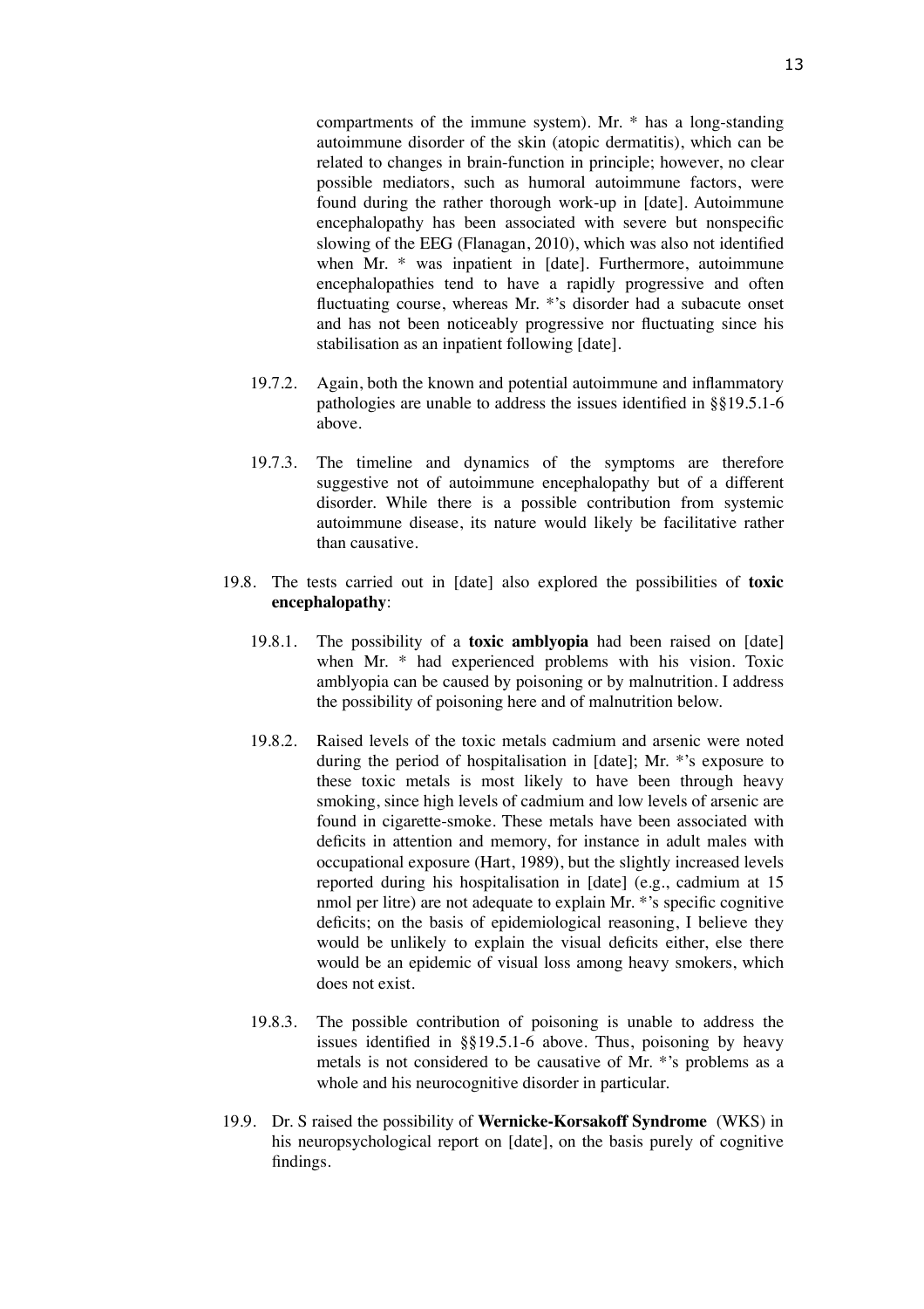compartments of the immune system). Mr. * has a long-standing autoimmune disorder of the skin (atopic dermatitis), which can be related to changes in brain-function in principle; however, no clear possible mediators, such as humoral autoimmune factors, were found during the rather thorough work-up in [date]. Autoimmune encephalopathy has been associated with severe but nonspecific slowing of the EEG (Flanagan, 2010), which was also not identified when Mr. * was inpatient in [date]. Furthermore, autoimmune encephalopathies tend to have a rapidly progressive and often fluctuating course, whereas Mr. *'s disorder had a subacute onset and has not been noticeably progressive nor fluctuating since his stabilisation as an inpatient following [date].

19.7.2. Again, both the known and potential autoimmune and inflammatory pathologies are unable to address the issues identified in §§19.5.1-6 above.

19.7.3. The timeline and dynamics of the symptoms are therefore suggestive not of autoimmune encephalopathy but of a different disorder. While there is a possible contribution from systemic autoimmune disease, its nature would likely be facilitative rather than causative.

19.8. The tests carried out in [date] also explored the possibilities of **toxic encephalopathy**:

19.8.1. The possibility of a **toxic amblyopia** had been raised on [date] when Mr. * had experienced problems with his vision. Toxic amblyopia can be caused by poisoning or by malnutrition. I address the possibility of poisoning here and of malnutrition below.

19.8.2. Raised levels of the toxic metals cadmium and arsenic were noted during the period of hospitalisation in [date]; Mr. *'s exposure to these toxic metals is most likely to have been through heavy smoking, since high levels of cadmium and low levels of arsenic are found in cigarette-smoke. These metals have been associated with deficits in attention and memory, for instance in adult males with occupational exposure (Hart, 1989), but the slightly increased levels reported during his hospitalisation in [date] (e.g., cadmium at 15 nmol per litre) are not adequate to explain Mr. *'s specific cognitive deficits; on the basis of epidemiological reasoning, I believe they would be unlikely to explain the visual deficits either, else there would be an epidemic of visual loss among heavy smokers, which does not exist.

19.8.3. The possible contribution of poisoning is unable to address the issues identified in §§19.5.1-6 above. Thus, poisoning by heavy metals is not considered to be causative of Mr. *'s problems as a whole and his neurocognitive disorder in particular.

19.9. Dr. S raised the possibility of **Wernicke-Korsakoff Syndrome** (WKS) in his neuropsychological report on [date], on the basis purely of cognitive findings.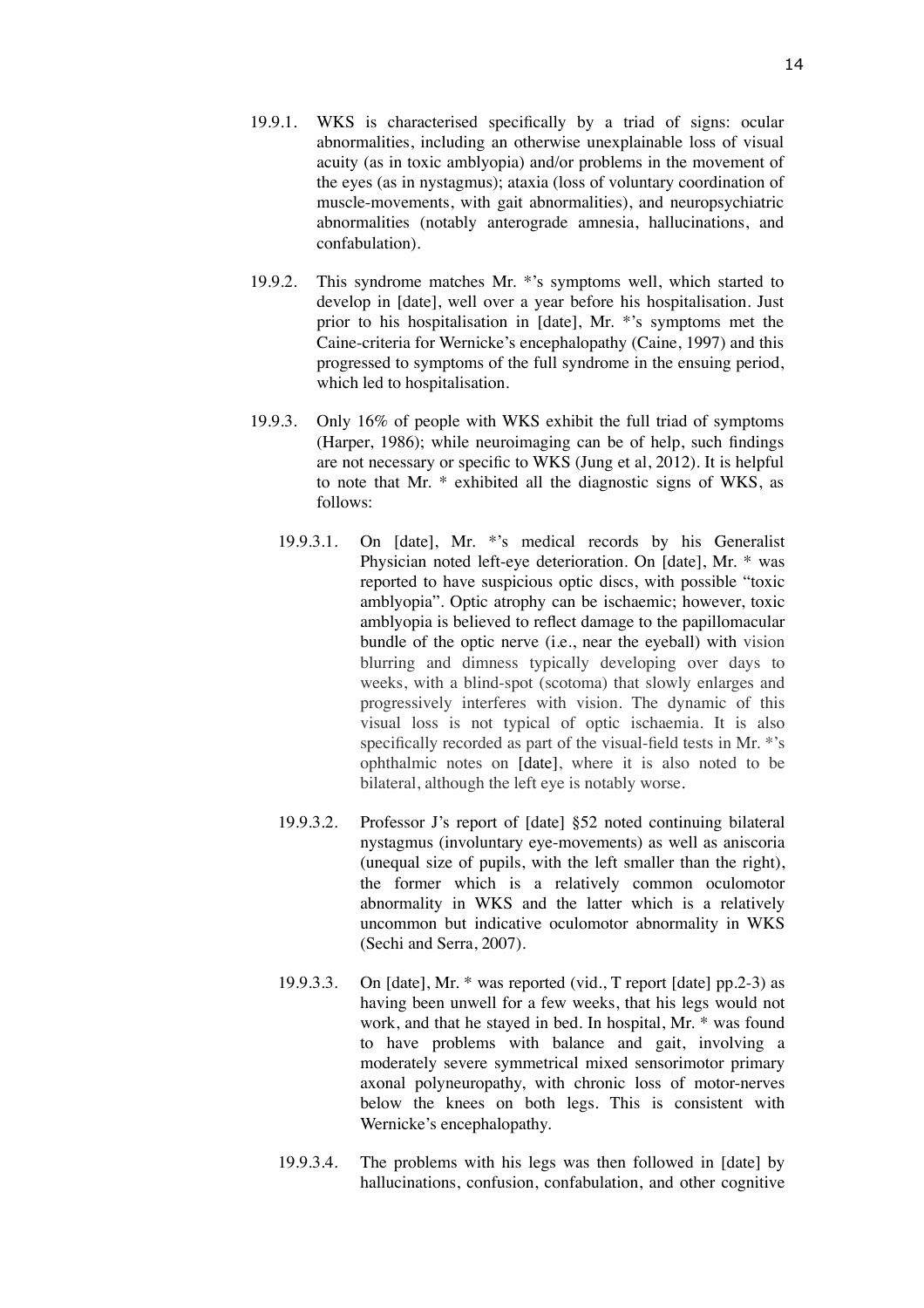19.9.1. WKS is characterised specifically by a triad of signs: ocular abnormalities, including an otherwise unexplainable loss of visual acuity (as in toxic amblyopia) and/or problems in the movement of the eyes (as in nystagmus); ataxia (loss of voluntary coordination of muscle-movements, with gait abnormalities), and neuropsychiatric abnormalities (notably anterograde amnesia, hallucinations, and confabulation).

19.9.2. This syndrome matches Mr. *'s symptoms well, which started to develop in [date], well over a year before his hospitalisation. Just prior to his hospitalisation in [date], Mr. *'s symptoms met the Caine-criteria for Wernicke's encephalopathy (Caine, 1997) and this progressed to symptoms of the full syndrome in the ensuing period, which led to hospitalisation.

19.9.3. Only 16% of people with WKS exhibit the full triad of symptoms (Harper, 1986); while neuroimaging can be of help, such findings are not necessary or specific to WKS (Jung et al, 2012). It is helpful to note that Mr. * exhibited all the diagnostic signs of WKS, as follows:

19.9.3.1. On [date], Mr. *'s medical records by his Generalist Physician noted left-eye deterioration. On [date], Mr. * was reported to have suspicious optic discs, with possible "toxic amblyopia". Optic atrophy can be ischaemic; however, toxic amblyopia is believed to reflect damage to the papillomacular bundle of the optic nerve (i.e., near the eyeball) with vision blurring and dimness typically developing over days to weeks, with a blind-spot (scotoma) that slowly enlarges and progressively interferes with vision. The dynamic of this visual loss is not typical of optic ischaemia. It is also specifically recorded as part of the visual-field tests in Mr. *'s ophthalmic notes on [date], where it is also noted to be bilateral, although the left eye is notably worse.

19.9.3.2. Professor J's report of [date] §52 noted continuing bilateral nystagmus (involuntary eye-movements) as well as aniscoria (unequal size of pupils, with the left smaller than the right), the former which is a relatively common oculomotor abnormality in WKS and the latter which is a relatively uncommon but indicative oculomotor abnormality in WKS (Sechi and Serra, 2007).

19.9.3.3. On [date], Mr. * was reported (vid., T report [date] pp.2-3) as having been unwell for a few weeks, that his legs would not work, and that he stayed in bed. In hospital, Mr. * was found to have problems with balance and gait, involving a moderately severe symmetrical mixed sensorimotor primary axonal polyneuropathy, with chronic loss of motor-nerves below the knees on both legs. This is consistent with Wernicke's encephalopathy.

19.9.3.4. The problems with his legs was then followed in [date] by hallucinations, confusion, confabulation, and other cognitive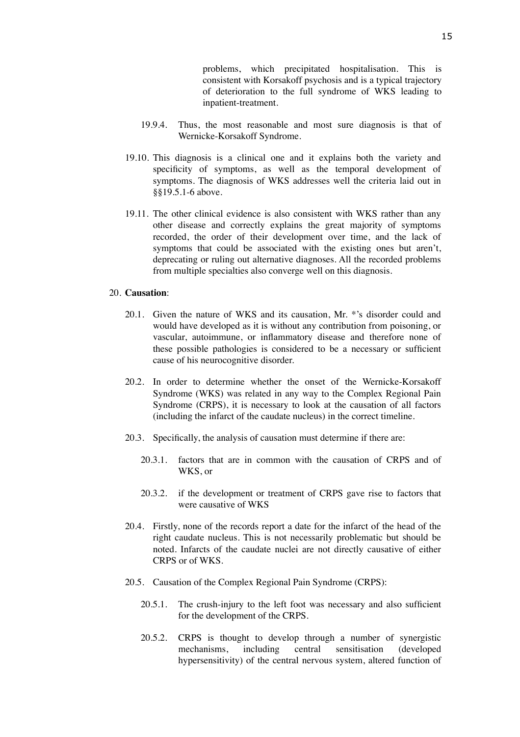problems, which precipitated hospitalisation. This is consistent with Korsakoff psychosis and is a typical trajectory of deterioration to the full syndrome of WKS leading to inpatient-treatment.

19.9.4. Thus, the most reasonable and most sure diagnosis is that of Wernicke-Korsakoff Syndrome.

19.10. This diagnosis is a clinical one and it explains both the variety and specificity of symptoms, as well as the temporal development of symptoms. The diagnosis of WKS addresses well the criteria laid out in §§19.5.1-6 above.

19.11. The other clinical evidence is also consistent with WKS rather than any other disease and correctly explains the great majority of symptoms recorded, the order of their development over time, and the lack of symptoms that could be associated with the existing ones but aren't, deprecating or ruling out alternative diagnoses. All the recorded problems from multiple specialties also converge well on this diagnosis.

20. **Causation**:

20.1. Given the nature of WKS and its causation, Mr. *'s disorder could and would have developed as it is without any contribution from poisoning, or vascular, autoimmune, or inflammatory disease and therefore none of these possible pathologies is considered to be a necessary or sufficient cause of his neurocognitive disorder.

20.2. In order to determine whether the onset of the Wernicke-Korsakoff Syndrome (WKS) was related in any way to the Complex Regional Pain Syndrome (CRPS), it is necessary to look at the causation of all factors (including the infarct of the caudate nucleus) in the correct timeline.

20.3. Specifically, the analysis of causation must determine if there are:

20.3.1. factors that are in common with the causation of CRPS and of WKS, or

20.3.2. if the development or treatment of CRPS gave rise to factors that were causative of WKS

20.4. Firstly, none of the records report a date for the infarct of the head of the right caudate nucleus. This is not necessarily problematic but should be noted. Infarcts of the caudate nuclei are not directly causative of either CRPS or of WKS.

20.5. Causation of the Complex Regional Pain Syndrome (CRPS):

20.5.1. The crush-injury to the left foot was necessary and also sufficient for the development of the CRPS.

20.5.2. CRPS is thought to develop through a number of synergistic mechanisms, including central sensitisation (developed hypersensitivity) of the central nervous system, altered function of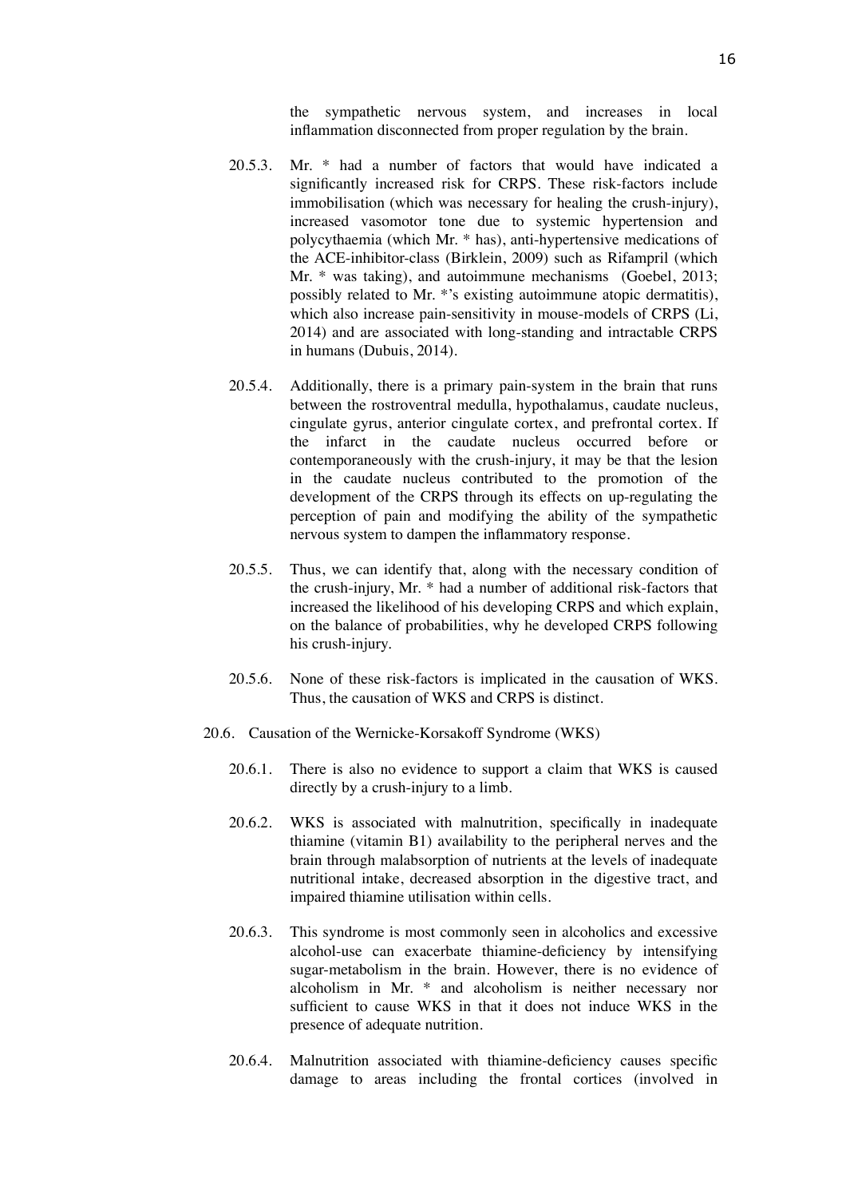the sympathetic nervous system, and increases in local inflammation disconnected from proper regulation by the brain.

20.5.3. Mr. * had a number of factors that would have indicated a significantly increased risk for CRPS. These risk-factors include immobilisation (which was necessary for healing the crush-injury), increased vasomotor tone due to systemic hypertension and polycythaemia (which Mr. * has), anti-hypertensive medications of the ACE-inhibitor-class (Birklein, 2009) such as Rifampril (which Mr. * was taking), and autoimmune mechanisms (Goebel, 2013; possibly related to Mr. *'s existing autoimmune atopic dermatitis), which also increase pain-sensitivity in mouse-models of CRPS (Li, 2014) and are associated with long-standing and intractable CRPS in humans (Dubuis, 2014).

20.5.4. Additionally, there is a primary pain-system in the brain that runs between the rostroventral medulla, hypothalamus, caudate nucleus, cingulate gyrus, anterior cingulate cortex, and prefrontal cortex. If the infarct in the caudate nucleus occurred before or contemporaneously with the crush-injury, it may be that the lesion in the caudate nucleus contributed to the promotion of the development of the CRPS through its effects on up-regulating the perception of pain and modifying the ability of the sympathetic nervous system to dampen the inflammatory response.

20.5.5. Thus, we can identify that, along with the necessary condition of the crush-injury, Mr. * had a number of additional risk-factors that increased the likelihood of his developing CRPS and which explain, on the balance of probabilities, why he developed CRPS following his crush-injury.

20.5.6. None of these risk-factors is implicated in the causation of WKS. Thus, the causation of WKS and CRPS is distinct.

20.6. Causation of the Wernicke-Korsakoff Syndrome (WKS)

20.6.1. There is also no evidence to support a claim that WKS is caused directly by a crush-injury to a limb.

20.6.2. WKS is associated with malnutrition, specifically in inadequate thiamine (vitamin B1) availability to the peripheral nerves and the brain through malabsorption of nutrients at the levels of inadequate nutritional intake, decreased absorption in the digestive tract, and impaired thiamine utilisation within cells.

20.6.3. This syndrome is most commonly seen in alcoholics and excessive alcohol-use can exacerbate thiamine-deficiency by intensifying sugar-metabolism in the brain. However, there is no evidence of alcoholism in Mr. * and alcoholism is neither necessary nor sufficient to cause WKS in that it does not induce WKS in the presence of adequate nutrition.

20.6.4. Malnutrition associated with thiamine-deficiency causes specific damage to areas including the frontal cortices (involved in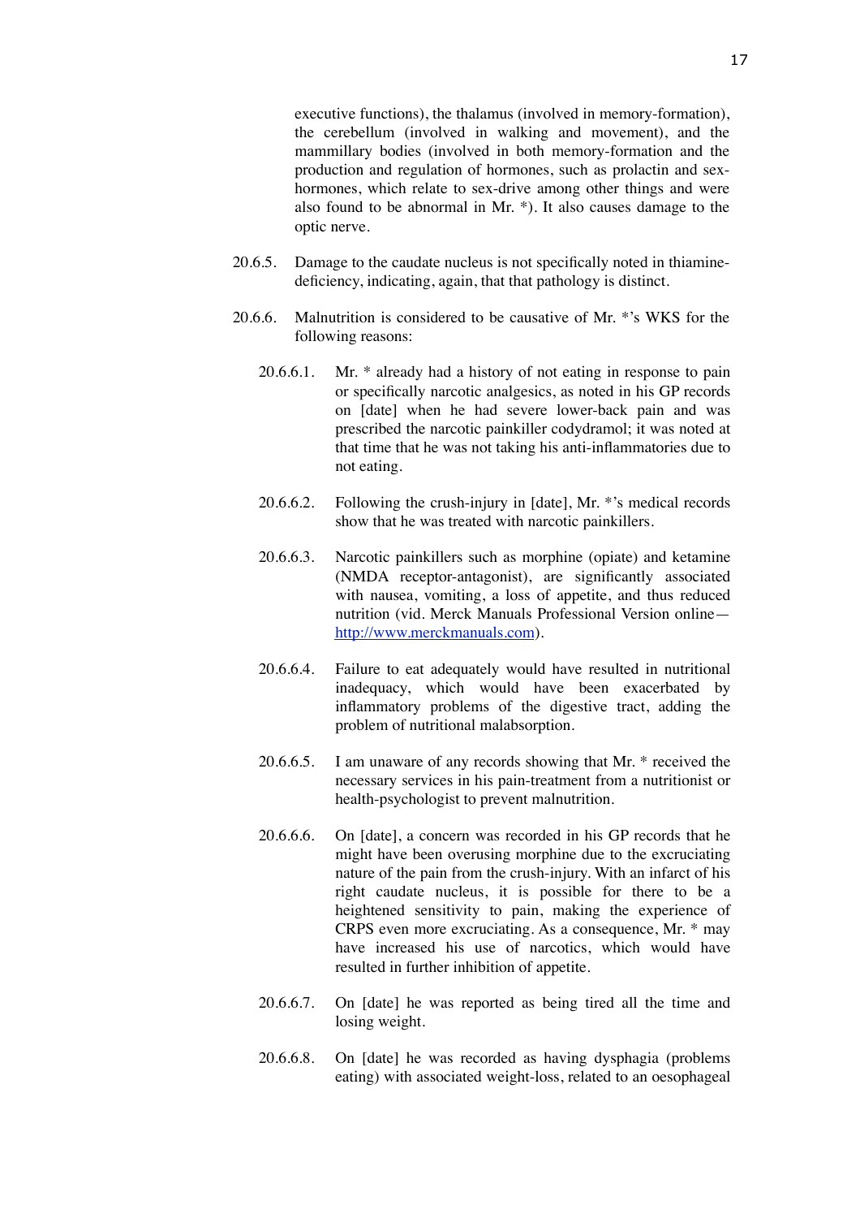executive functions), the thalamus (involved in memory-formation), the cerebellum (involved in walking and movement), and the mammillary bodies (involved in both memory-formation and the production and regulation of hormones, such as prolactin and sex-hormones, which relate to sex-drive among other things and were also found to be abnormal in Mr. *). It also causes damage to the optic nerve.

20.6.5. Damage to the caudate nucleus is not specifically noted in thiamine-deficiency, indicating, again, that that pathology is distinct.

20.6.6. Malnutrition is considered to be causative of Mr. *'s WKS for the following reasons:

20.6.6.1. Mr. * already had a history of not eating in response to pain or specifically narcotic analgesics, as noted in his GP records on [date] when he had severe lower-back pain and was prescribed the narcotic painkiller codydramol; it was noted at that time that he was not taking his anti-inflammatories due to not eating.

20.6.6.2. Following the crush-injury in [date], Mr. *'s medical records show that he was treated with narcotic painkillers.

20.6.6.3. Narcotic painkillers such as morphine (opiate) and ketamine (NMDA receptor-antagonist), are significantly associated with nausea, vomiting, a loss of appetite, and thus reduced nutrition (vid. Merck Manuals Professional Version online—[http://www.merckmanuals.com](http://www.merckmanuals.com)).

20.6.6.4. Failure to eat adequately would have resulted in nutritional inadequacy, which would have been exacerbated by inflammatory problems of the digestive tract, adding the problem of nutritional malabsorption.

20.6.6.5. I am unaware of any records showing that Mr. * received the necessary services in his pain-treatment from a nutritionist or health-psychologist to prevent malnutrition.

20.6.6.6. On [date], a concern was recorded in his GP records that he might have been overusing morphine due to the excruciating nature of the pain from the crush-injury. With an infarct of his right caudate nucleus, it is possible for there to be a heightened sensitivity to pain, making the experience of CRPS even more excruciating. As a consequence, Mr. * may have increased his use of narcotics, which would have resulted in further inhibition of appetite.

20.6.6.7. On [date] he was reported as being tired all the time and losing weight.

20.6.6.8. On [date] he was recorded as having dysphagia (problems eating) with associated weight-loss, related to an oesophageal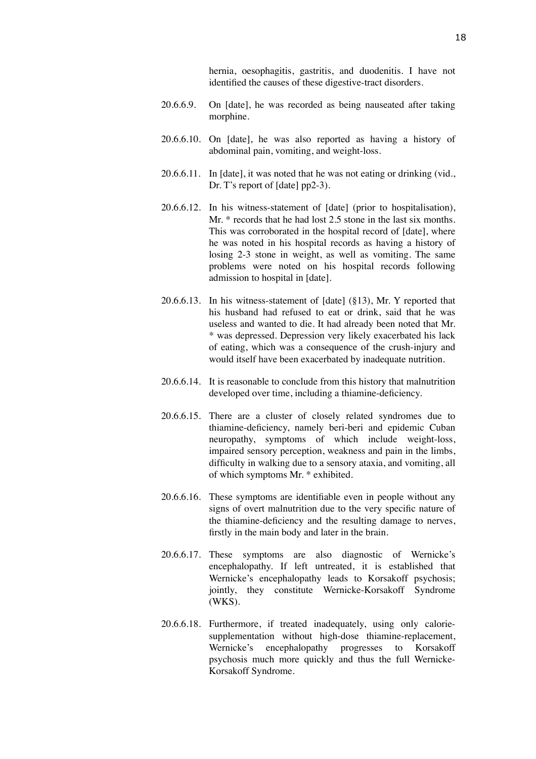hernia, oesophagitis, gastritis, and duodenitis. I have not identified the causes of these digestive-tract disorders.

20.6.6.9. On [date], he was recorded as being nauseated after taking morphine.

20.6.6.10. On [date], he was also reported as having a history of abdominal pain, vomiting, and weight-loss.

20.6.6.11. In [date], it was noted that he was not eating or drinking (vid., Dr. T's report of [date] pp2-3).

20.6.6.12. In his witness-statement of [date] (prior to hospitalisation), Mr. * records that he had lost 2.5 stone in the last six months. This was corroborated in the hospital record of [date], where he was noted in his hospital records as having a history of losing 2-3 stone in weight, as well as vomiting. The same problems were noted on his hospital records following admission to hospital in [date].

20.6.6.13. In his witness-statement of [date] (§13), Mr. Y reported that his husband had refused to eat or drink, said that he was useless and wanted to die. It had already been noted that Mr. * was depressed. Depression very likely exacerbated his lack of eating, which was a consequence of the crush-injury and would itself have been exacerbated by inadequate nutrition.

20.6.6.14. It is reasonable to conclude from this history that malnutrition developed over time, including a thiamine-deficiency.

20.6.6.15. There are a cluster of closely related syndromes due to thiamine-deficiency, namely beri-beri and epidemic Cuban neuropathy, symptoms of which include weight-loss, impaired sensory perception, weakness and pain in the limbs, difficulty in walking due to a sensory ataxia, and vomiting, all of which symptoms Mr. * exhibited.

20.6.6.16. These symptoms are identifiable even in people without any signs of overt malnutrition due to the very specific nature of the thiamine-deficiency and the resulting damage to nerves, firstly in the main body and later in the brain.

20.6.6.17. These symptoms are also diagnostic of Wernicke's encephalopathy. If left untreated, it is established that Wernicke's encephalopathy leads to Korsakoff psychosis; jointly, they constitute Wernicke-Korsakoff Syndrome (WKS).

20.6.6.18. Furthermore, if treated inadequately, using only calorie-supplementation without high-dose thiamine-replacement, Wernicke's encephalopathy progresses to Korsakoff psychosis much more quickly and thus the full Wernicke-Korsakoff Syndrome.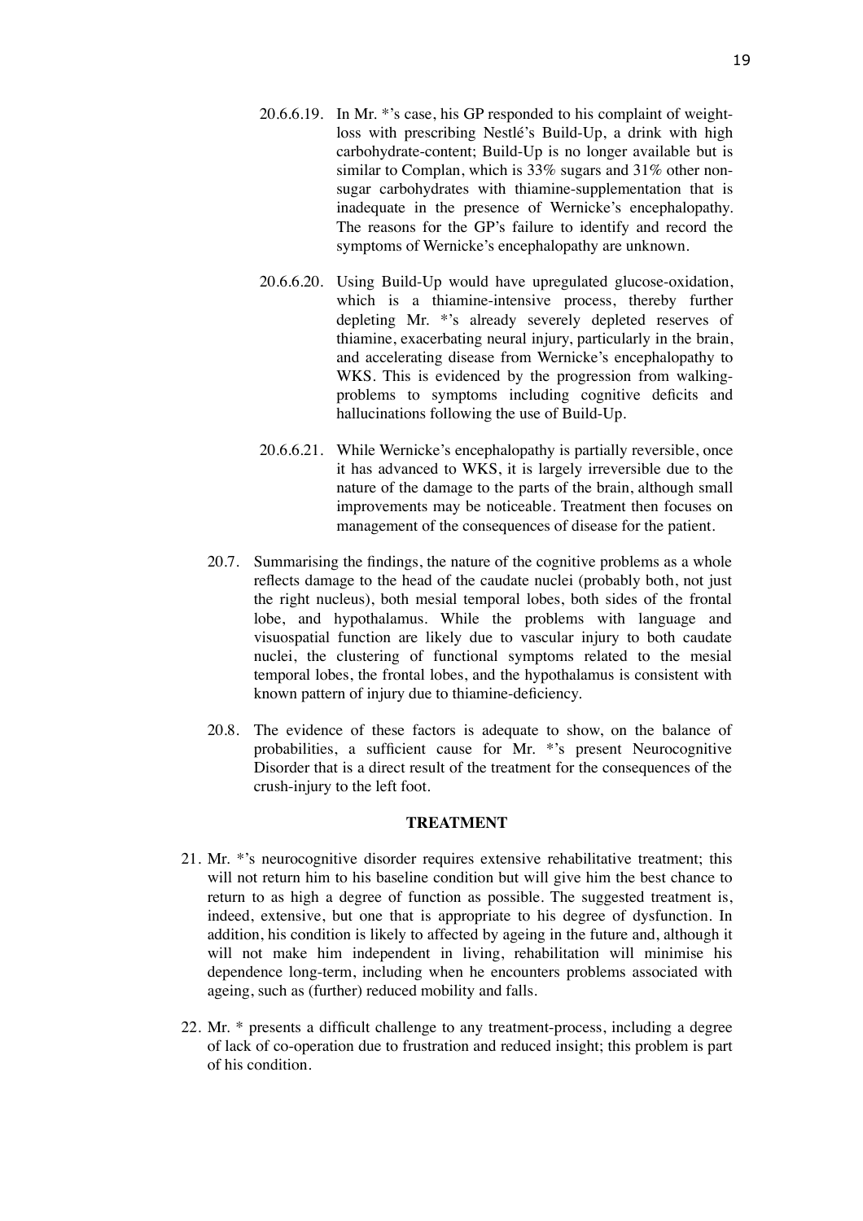20.6.6.19. In Mr. *'s case, his GP responded to his complaint of weight-loss with prescribing Nestlé's Build-Up, a drink with high carbohydrate-content; Build-Up is no longer available but is similar to Complan, which is 33% sugars and 31% other non-sugar carbohydrates with thiamine-supplementation that is inadequate in the presence of Wernicke's encephalopathy. The reasons for the GP's failure to identify and record the symptoms of Wernicke's encephalopathy are unknown.

20.6.6.20. Using Build-Up would have upregulated glucose-oxidation, which is a thiamine-intensive process, thereby further depleting Mr. *'s already severely depleted reserves of thiamine, exacerbating neural injury, particularly in the brain, and accelerating disease from Wernicke's encephalopathy to WKS. This is evidenced by the progression from walking-problems to symptoms including cognitive deficits and hallucinations following the use of Build-Up.

20.6.6.21. While Wernicke's encephalopathy is partially reversible, once it has advanced to WKS, it is largely irreversible due to the nature of the damage to the parts of the brain, although small improvements may be noticeable. Treatment then focuses on management of the consequences of disease for the patient.

20.7. Summarising the findings, the nature of the cognitive problems as a whole reflects damage to the head of the caudate nuclei (probably both, not just the right nucleus), both mesial temporal lobes, both sides of the frontal lobe, and hypothalamus. While the problems with language and visuospatial function are likely due to vascular injury to both caudate nuclei, the clustering of functional symptoms related to the mesial temporal lobes, the frontal lobes, and the hypothalamus is consistent with known pattern of injury due to thiamine-deficiency.

20.8. The evidence of these factors is adequate to show, on the balance of probabilities, a sufficient cause for Mr. *'s present Neurocognitive Disorder that is a direct result of the treatment for the consequences of the crush-injury to the left foot.

## TREATMENT

21. Mr. *'s neurocognitive disorder requires extensive rehabilitative treatment; this will not return him to his baseline condition but will give him the best chance to return to as high a degree of function as possible. The suggested treatment is, indeed, extensive, but one that is appropriate to his degree of dysfunction. In addition, his condition is likely to affected by ageing in the future and, although it will not make him independent in living, rehabilitation will minimise his dependence long-term, including when he encounters problems associated with ageing, such as (further) reduced mobility and falls.

22. Mr. * presents a difficult challenge to any treatment-process, including a degree of lack of co-operation due to frustration and reduced insight; this problem is part of his condition.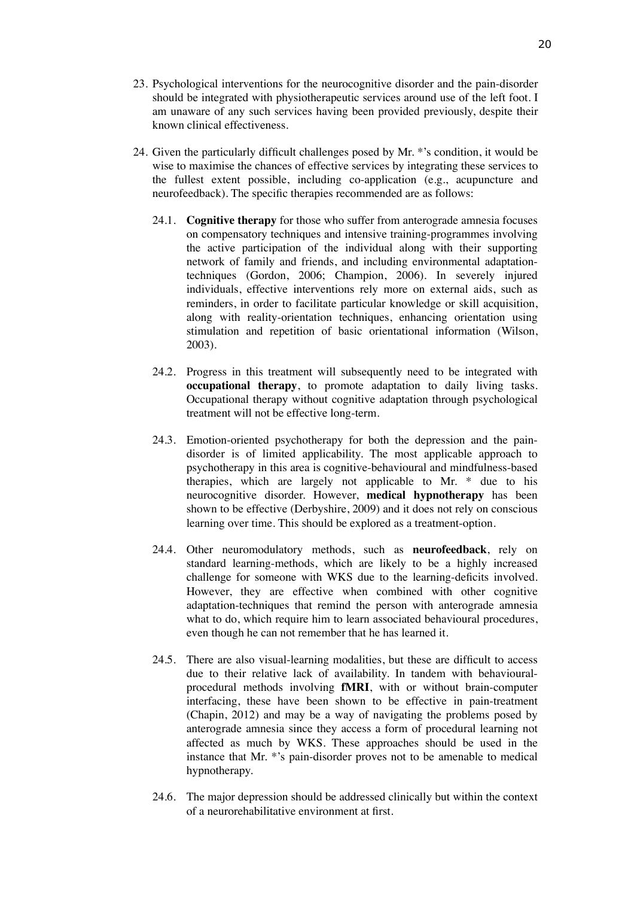23. Psychological interventions for the neurocognitive disorder and the pain-disorder should be integrated with physiotherapeutic services around use of the left foot. I am unaware of any such services having been provided previously, despite their known clinical effectiveness.

24. Given the particularly difficult challenges posed by Mr. *'s condition, it would be wise to maximise the chances of effective services by integrating these services to the fullest extent possible, including co-application (e.g., acupuncture and neurofeedback). The specific therapies recommended are as follows:

    24.1. **Cognitive therapy** for those who suffer from anterograde amnesia focuses on compensatory techniques and intensive training-programmes involving the active participation of the individual along with their supporting network of family and friends, and including environmental adaptation-techniques (Gordon, 2006; Champion, 2006). In severely injured individuals, effective interventions rely more on external aids, such as reminders, in order to facilitate particular knowledge or skill acquisition, along with reality-orientation techniques, enhancing orientation using stimulation and repetition of basic orientational information (Wilson, 2003).

    24.2. Progress in this treatment will subsequently need to be integrated with **occupational therapy**, to promote adaptation to daily living tasks. Occupational therapy without cognitive adaptation through psychological treatment will not be effective long-term.

    24.3. Emotion-oriented psychotherapy for both the depression and the pain-disorder is of limited applicability. The most applicable approach to psychotherapy in this area is cognitive-behavioural and mindfulness-based therapies, which are largely not applicable to Mr. * due to his neurocognitive disorder. However, **medical hypnotherapy** has been shown to be effective (Derbyshire, 2009) and it does not rely on conscious learning over time. This should be explored as a treatment-option.

    24.4. Other neuromodulatory methods, such as **neurofeedback**, rely on standard learning-methods, which are likely to be a highly increased challenge for someone with WKS due to the learning-deficits involved. However, they are effective when combined with other cognitive adaptation-techniques that remind the person with anterograde amnesia what to do, which require him to learn associated behavioural procedures, even though he can not remember that he has learned it.

    24.5. There are also visual-learning modalities, but these are difficult to access due to their relative lack of availability. In tandem with behavioural-procedural methods involving **fMRI**, with or without brain-computer interfacing, these have been shown to be effective in pain-treatment (Chapin, 2012) and may be a way of navigating the problems posed by anterograde amnesia since they access a form of procedural learning not affected as much by WKS. These approaches should be used in the instance that Mr. *'s pain-disorder proves not to be amenable to medical hypnotherapy.

    24.6. The major depression should be addressed clinically but within the context of a neurorehabilitative environment at first.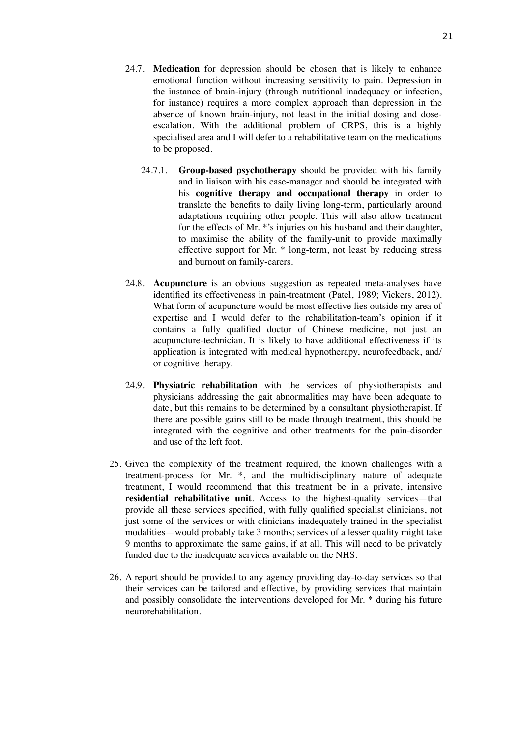24.7. **Medication** for depression should be chosen that is likely to enhance emotional function without increasing sensitivity to pain. Depression in the instance of brain-injury (through nutritional inadequacy or infection, for instance) requires a more complex approach than depression in the absence of known brain-injury, not least in the initial dosing and dose-escalation. With the additional problem of CRPS, this is a highly specialised area and I will defer to a rehabilitative team on the medications to be proposed.

24.7.1. **Group-based psychotherapy** should be provided with his family and in liaison with his case-manager and should be integrated with his **cognitive therapy and occupational therapy** in order to translate the benefits to daily living long-term, particularly around adaptations requiring other people. This will also allow treatment for the effects of Mr. *'s injuries on his husband and their daughter, to maximise the ability of the family-unit to provide maximally effective support for Mr. * long-term, not least by reducing stress and burnout on family-carers.

24.8. **Acupuncture** is an obvious suggestion as repeated meta-analyses have identified its effectiveness in pain-treatment (Patel, 1989; Vickers, 2012). What form of acupuncture would be most effective lies outside my area of expertise and I would defer to the rehabilitation-team's opinion if it contains a fully qualified doctor of Chinese medicine, not just an acupuncture-technician. It is likely to have additional effectiveness if its application is integrated with medical hypnotherapy, neurofeedback, and/or cognitive therapy.

24.9. **Physiatric rehabilitation** with the services of physiotherapists and physicians addressing the gait abnormalities may have been adequate to date, but this remains to be determined by a consultant physiotherapist. If there are possible gains still to be made through treatment, this should be integrated with the cognitive and other treatments for the pain-disorder and use of the left foot.

25. Given the complexity of the treatment required, the known challenges with a treatment-process for Mr. *, and the multidisciplinary nature of adequate treatment, I would recommend that this treatment be in a private, intensive **residential rehabilitative unit**. Access to the highest-quality services—that provide all these services specified, with fully qualified specialist clinicians, not just some of the services or with clinicians inadequately trained in the specialist modalities—would probably take 3 months; services of a lesser quality might take 9 months to approximate the same gains, if at all. This will need to be privately funded due to the inadequate services available on the NHS.

26. A report should be provided to any agency providing day-to-day services so that their services can be tailored and effective, by providing services that maintain and possibly consolidate the interventions developed for Mr. * during his future neurorehabilitation.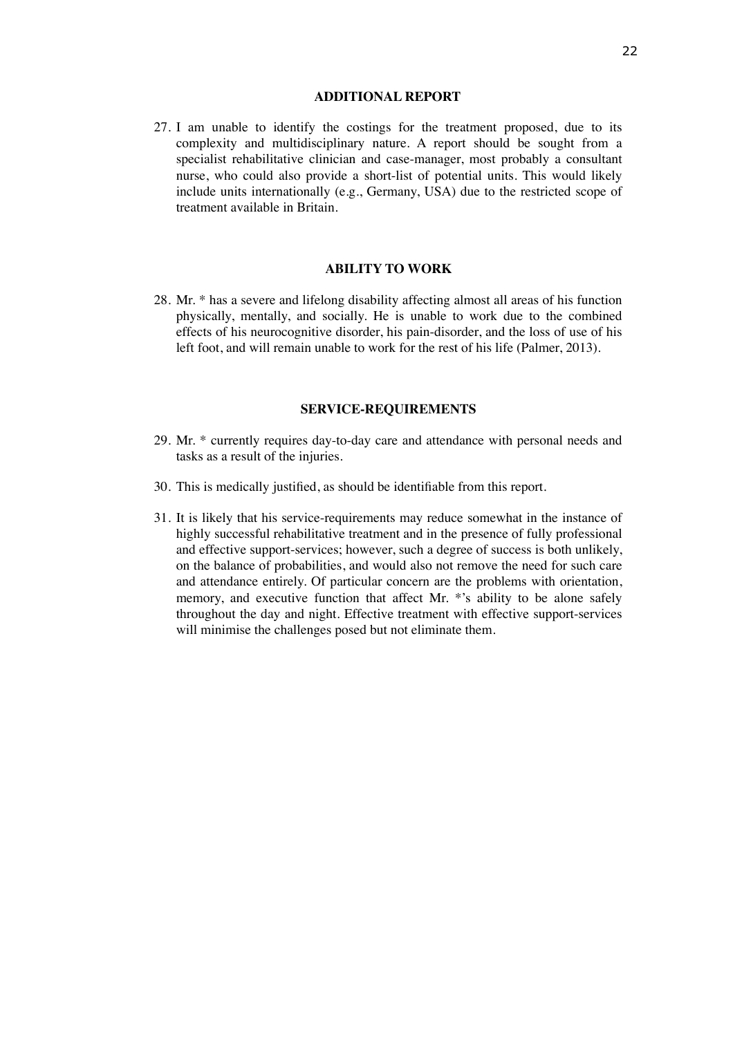## ADDITIONAL REPORT

27. I am unable to identify the costings for the treatment proposed, due to its complexity and multidisciplinary nature. A report should be sought from a specialist rehabilitative clinician and case-manager, most probably a consultant nurse, who could also provide a short-list of potential units. This would likely include units internationally (e.g., Germany, USA) due to the restricted scope of treatment available in Britain.

## ABILITY TO WORK

28. Mr. * has a severe and lifelong disability affecting almost all areas of his function physically, mentally, and socially. He is unable to work due to the combined effects of his neurocognitive disorder, his pain-disorder, and the loss of use of his left foot, and will remain unable to work for the rest of his life (Palmer, 2013).

## SERVICE-REQUIREMENTS

29. Mr. * currently requires day-to-day care and attendance with personal needs and tasks as a result of the injuries.

30. This is medically justified, as should be identifiable from this report.

31. It is likely that his service-requirements may reduce somewhat in the instance of highly successful rehabilitative treatment and in the presence of fully professional and effective support-services; however, such a degree of success is both unlikely, on the balance of probabilities, and would also not remove the need for such care and attendance entirely. Of particular concern are the problems with orientation, memory, and executive function that affect Mr. *'s ability to be alone safely throughout the day and night. Effective treatment with effective support-services will minimise the challenges posed but not eliminate them.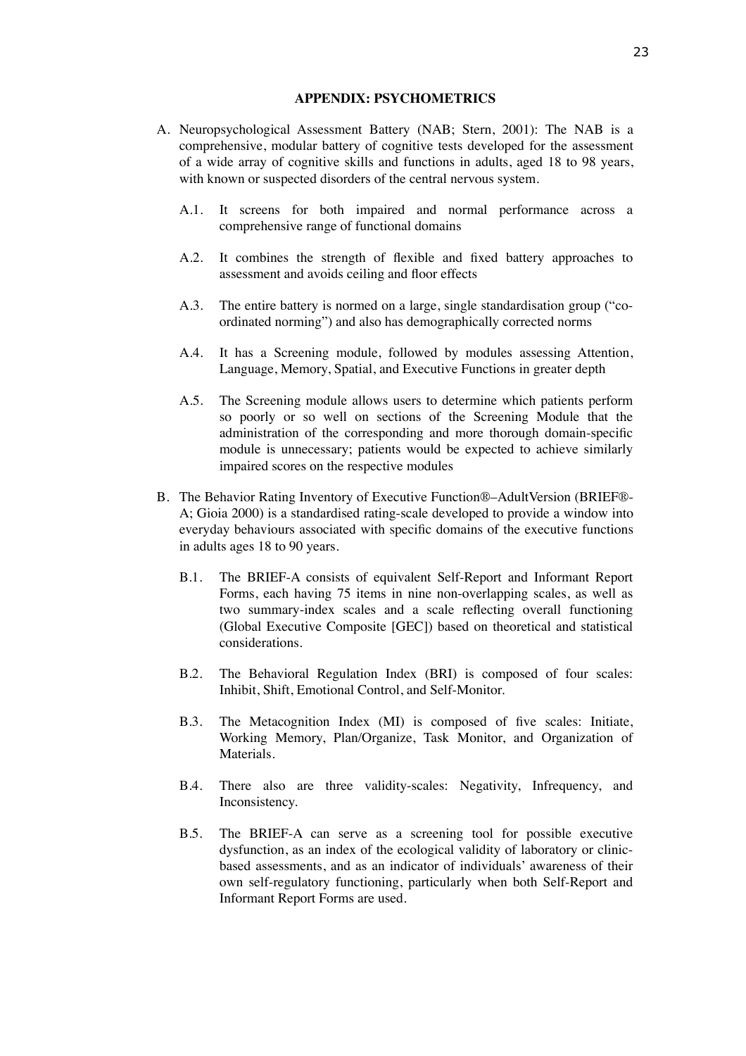## APPENDIX: PSYCHOMETRICS

A. Neuropsychological Assessment Battery (NAB; Stern, 2001): The NAB is a comprehensive, modular battery of cognitive tests developed for the assessment of a wide array of cognitive skills and functions in adults, aged 18 to 98 years, with known or suspected disorders of the central nervous system.

   A.1. It screens for both impaired and normal performance across a comprehensive range of functional domains

   A.2. It combines the strength of flexible and fixed battery approaches to assessment and avoids ceiling and floor effects

   A.3. The entire battery is normed on a large, single standardisation group ("co-ordinated norming") and also has demographically corrected norms

   A.4. It has a Screening module, followed by modules assessing Attention, Language, Memory, Spatial, and Executive Functions in greater depth

   A.5. The Screening module allows users to determine which patients perform so poorly or so well on sections of the Screening Module that the administration of the corresponding and more thorough domain-specific module is unnecessary; patients would be expected to achieve similarly impaired scores on the respective modules

B. The Behavior Rating Inventory of Executive Function®–AdultVersion (BRIEF®-A; Gioia 2000) is a standardised rating-scale developed to provide a window into everyday behaviours associated with specific domains of the executive functions in adults ages 18 to 90 years.

   B.1. The BRIEF-A consists of equivalent Self-Report and Informant Report Forms, each having 75 items in nine non-overlapping scales, as well as two summary-index scales and a scale reflecting overall functioning (Global Executive Composite [GEC]) based on theoretical and statistical considerations.

   B.2. The Behavioral Regulation Index (BRI) is composed of four scales: Inhibit, Shift, Emotional Control, and Self-Monitor.

   B.3. The Metacognition Index (MI) is composed of five scales: Initiate, Working Memory, Plan/Organize, Task Monitor, and Organization of Materials.

   B.4. There also are three validity-scales: Negativity, Infrequency, and Inconsistency.

   B.5. The BRIEF-A can serve as a screening tool for possible executive dysfunction, as an index of the ecological validity of laboratory or clinic-based assessments, and as an indicator of individuals' awareness of their own self-regulatory functioning, particularly when both Self-Report and Informant Report Forms are used.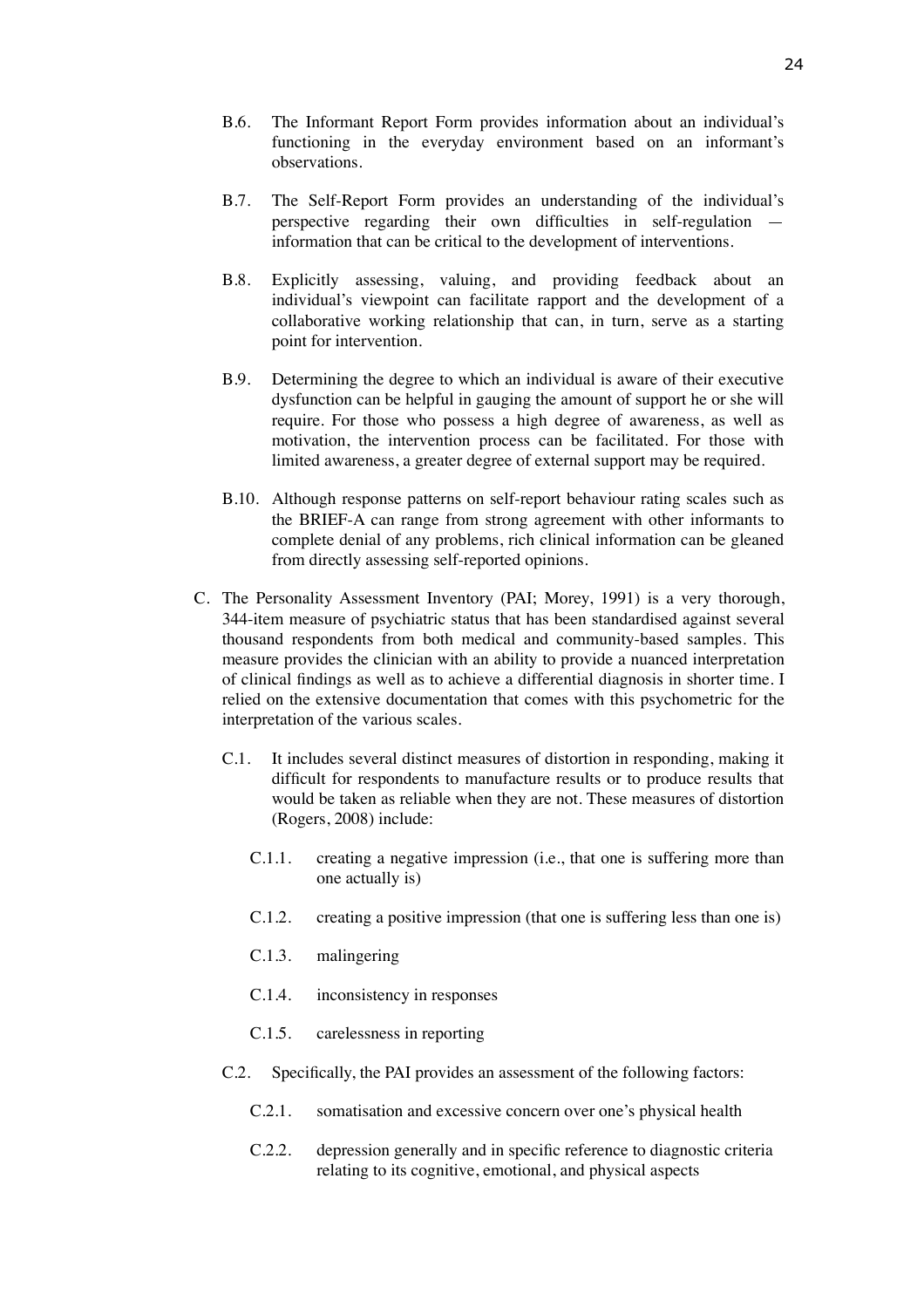B.6. The Informant Report Form provides information about an individual's functioning in the everyday environment based on an informant's observations.

B.7. The Self-Report Form provides an understanding of the individual's perspective regarding their own difficulties in self-regulation — information that can be critical to the development of interventions.

B.8. Explicitly assessing, valuing, and providing feedback about an individual's viewpoint can facilitate rapport and the development of a collaborative working relationship that can, in turn, serve as a starting point for intervention.

B.9. Determining the degree to which an individual is aware of their executive dysfunction can be helpful in gauging the amount of support he or she will require. For those who possess a high degree of awareness, as well as motivation, the intervention process can be facilitated. For those with limited awareness, a greater degree of external support may be required.

B.10. Although response patterns on self-report behaviour rating scales such as the BRIEF-A can range from strong agreement with other informants to complete denial of any problems, rich clinical information can be gleaned from directly assessing self-reported opinions.

C. The Personality Assessment Inventory (PAI; Morey, 1991) is a very thorough, 344-item measure of psychiatric status that has been standardised against several thousand respondents from both medical and community-based samples. This measure provides the clinician with an ability to provide a nuanced interpretation of clinical findings as well as to achieve a differential diagnosis in shorter time. I relied on the extensive documentation that comes with this psychometric for the interpretation of the various scales.

C.1. It includes several distinct measures of distortion in responding, making it difficult for respondents to manufacture results or to produce results that would be taken as reliable when they are not. These measures of distortion (Rogers, 2008) include:

C.1.1. creating a negative impression (i.e., that one is suffering more than one actually is)

C.1.2. creating a positive impression (that one is suffering less than one is)

C.1.3. malingering

C.1.4. inconsistency in responses

C.1.5. carelessness in reporting

C.2. Specifically, the PAI provides an assessment of the following factors:

C.2.1. somatisation and excessive concern over one's physical health

C.2.2. depression generally and in specific reference to diagnostic criteria relating to its cognitive, emotional, and physical aspects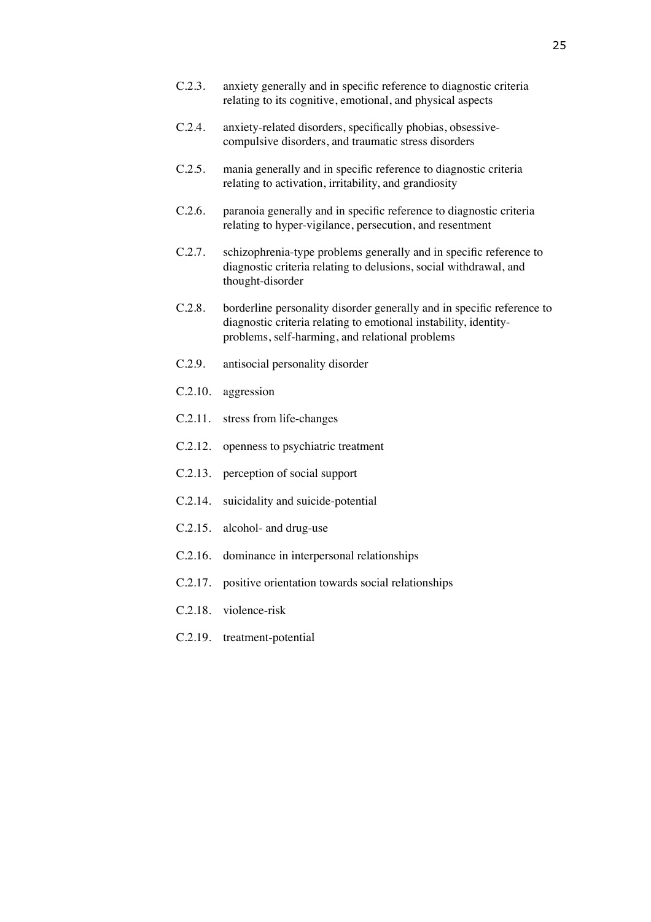C.2.3. anxiety generally and in specific reference to diagnostic criteria relating to its cognitive, emotional, and physical aspects

C.2.4. anxiety-related disorders, specifically phobias, obsessive-compulsive disorders, and traumatic stress disorders

C.2.5. mania generally and in specific reference to diagnostic criteria relating to activation, irritability, and grandiosity

C.2.6. paranoia generally and in specific reference to diagnostic criteria relating to hyper-vigilance, persecution, and resentment

C.2.7. schizophrenia-type problems generally and in specific reference to diagnostic criteria relating to delusions, social withdrawal, and thought-disorder

C.2.8. borderline personality disorder generally and in specific reference to diagnostic criteria relating to emotional instability, identity-problems, self-harming, and relational problems

C.2.9. antisocial personality disorder

C.2.10. aggression

C.2.11. stress from life-changes

C.2.12. openness to psychiatric treatment

C.2.13. perception of social support

C.2.14. suicidality and suicide-potential

C.2.15. alcohol- and drug-use

C.2.16. dominance in interpersonal relationships

C.2.17. positive orientation towards social relationships

C.2.18. violence-risk

C.2.19. treatment-potential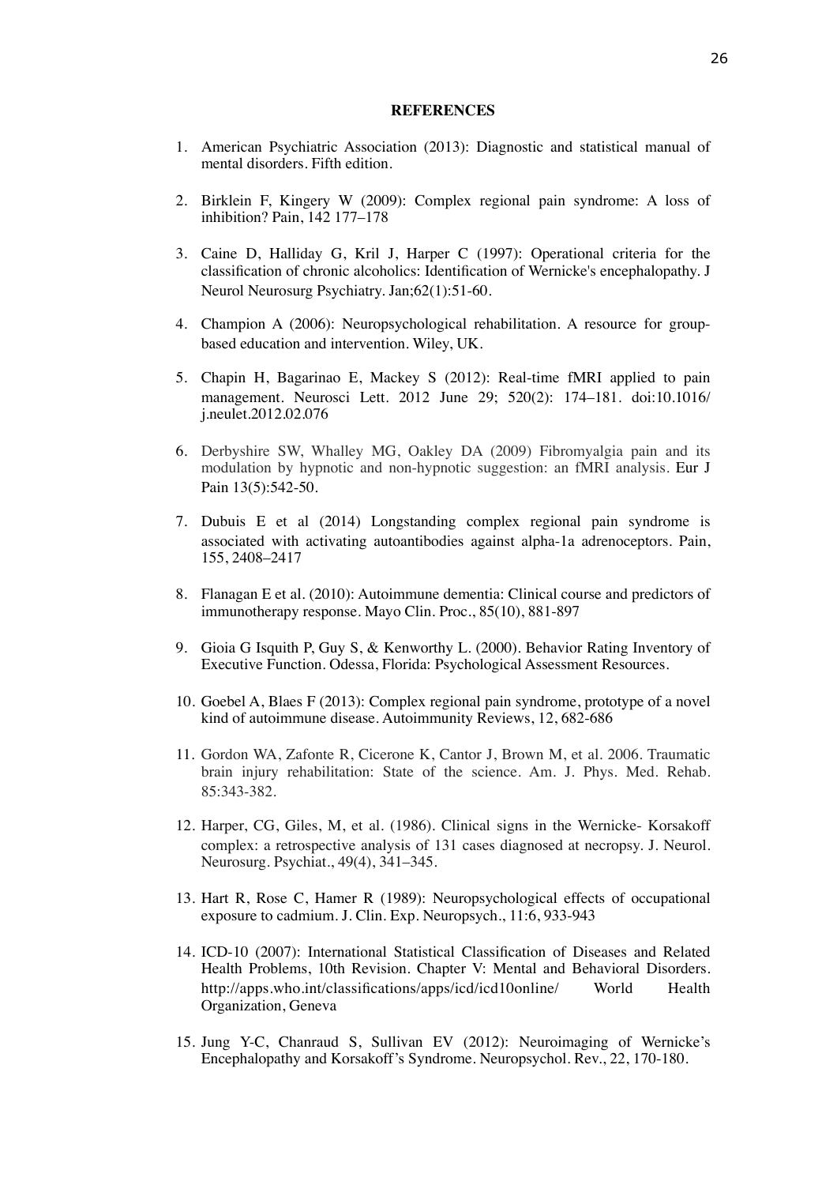**REFERENCES**

1. American Psychiatric Association (2013): Diagnostic and statistical manual of mental disorders. Fifth edition.

2. Birklein F, Kingery W (2009): Complex regional pain syndrome: A loss of inhibition? Pain, 142 177–178

3. Caine D, Halliday G, Kril J, Harper C (1997): Operational criteria for the classification of chronic alcoholics: Identification of Wernicke's encephalopathy. J Neurol Neurosurg Psychiatry. Jan;62(1):51-60.

4. Champion A (2006): Neuropsychological rehabilitation. A resource for group-based education and intervention. Wiley, UK.

5. Chapin H, Bagarinao E, Mackey S (2012): Real-time fMRI applied to pain management. Neurosci Lett. 2012 June 29; 520(2): 174–181. doi:10.1016/j.neulet.2012.02.076

6. Derbyshire SW, Whalley MG, Oakley DA (2009) Fibromyalgia pain and its modulation by hypnotic and non-hypnotic suggestion: an fMRI analysis. Eur J Pain 13(5):542-50.

7. Dubuis E et al (2014) Longstanding complex regional pain syndrome is associated with activating autoantibodies against alpha-1a adrenoceptors. Pain, 155, 2408–2417

8. Flanagan E et al. (2010): Autoimmune dementia: Clinical course and predictors of immunotherapy response. Mayo Clin. Proc., 85(10), 881-897

9. Gioia G Isquith P, Guy S, & Kenworthy L. (2000). Behavior Rating Inventory of Executive Function. Odessa, Florida: Psychological Assessment Resources.

10. Goebel A, Blaes F (2013): Complex regional pain syndrome, prototype of a novel kind of autoimmune disease. Autoimmunity Reviews, 12, 682-686

11. Gordon WA, Zafonte R, Cicerone K, Cantor J, Brown M, et al. 2006. Traumatic brain injury rehabilitation: State of the science. Am. J. Phys. Med. Rehab. 85:343-382.

12. Harper, CG, Giles, M, et al. (1986). Clinical signs in the Wernicke- Korsakoff complex: a retrospective analysis of 131 cases diagnosed at necropsy. J. Neurol. Neurosurg. Psychiat., 49(4), 341–345.

13. Hart R, Rose C, Hamer R (1989): Neuropsychological effects of occupational exposure to cadmium. J. Clin. Exp. Neuropsych., 11:6, 933-943

14. ICD-10 (2007): International Statistical Classification of Diseases and Related Health Problems, 10th Revision. Chapter V: Mental and Behavioral Disorders. http://apps.who.int/classifications/apps/icd/icd10online/ World Health Organization, Geneva

15. Jung Y-C, Chanraud S, Sullivan EV (2012): Neuroimaging of Wernicke's Encephalopathy and Korsakoff's Syndrome. Neuropsychol. Rev., 22, 170-180.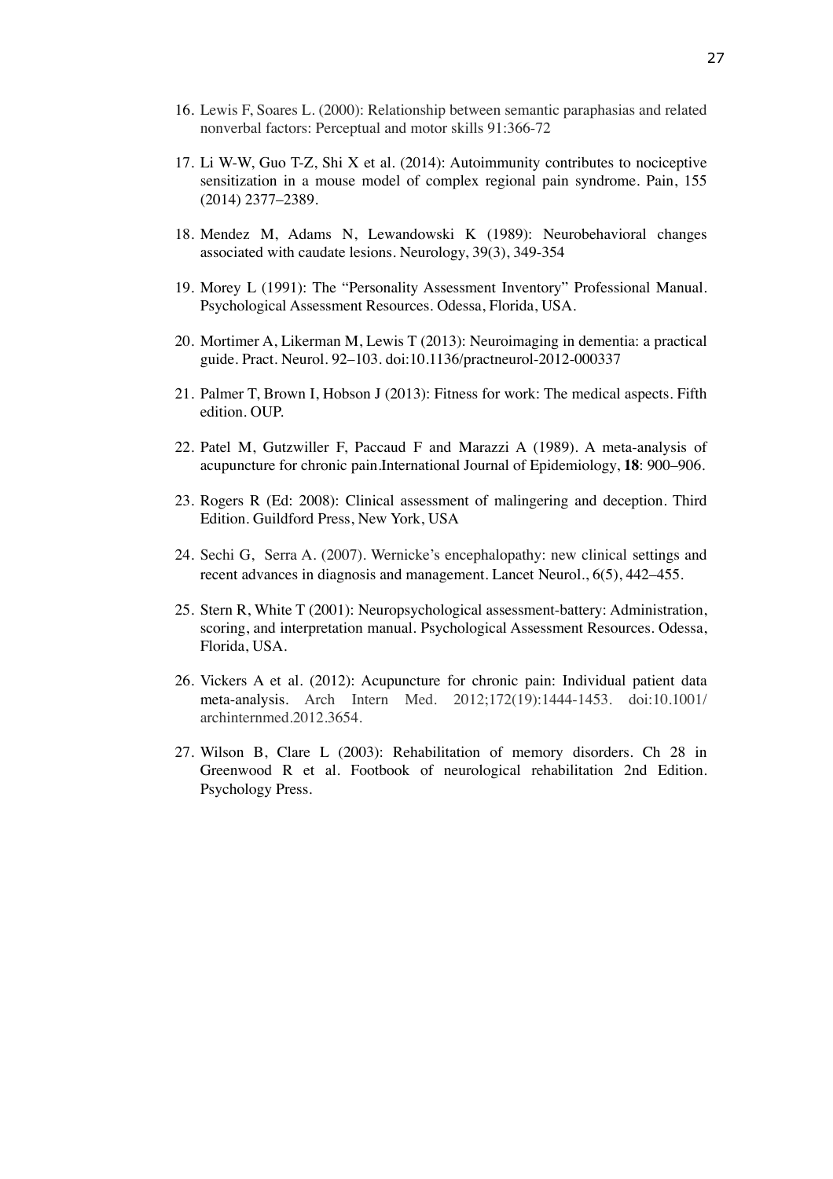16. Lewis F, Soares L. (2000): Relationship between semantic paraphasias and related nonverbal factors: Perceptual and motor skills 91:366-72

17. Li W-W, Guo T-Z, Shi X et al. (2014): Autoimmunity contributes to nociceptive sensitization in a mouse model of complex regional pain syndrome. Pain, 155 (2014) 2377–2389.

18. Mendez M, Adams N, Lewandowski K (1989): Neurobehavioral changes associated with caudate lesions. Neurology, 39(3), 349-354

19. Morey L (1991): The "Personality Assessment Inventory" Professional Manual. Psychological Assessment Resources. Odessa, Florida, USA.

20. Mortimer A, Likerman M, Lewis T (2013): Neuroimaging in dementia: a practical guide. Pract. Neurol. 92–103. doi:10.1136/practneurol-2012-000337

21. Palmer T, Brown I, Hobson J (2013): Fitness for work: The medical aspects. Fifth edition. OUP.

22. Patel M, Gutzwiller F, Paccaud F and Marazzi A (1989). A meta-analysis of acupuncture for chronic pain.International Journal of Epidemiology, **18**: 900–906.

23. Rogers R (Ed: 2008): Clinical assessment of malingering and deception. Third Edition. Guildford Press, New York, USA

24. Sechi G, Serra A. (2007). Wernicke's encephalopathy: new clinical settings and recent advances in diagnosis and management. Lancet Neurol., 6(5), 442–455.

25. Stern R, White T (2001): Neuropsychological assessment-battery: Administration, scoring, and interpretation manual. Psychological Assessment Resources. Odessa, Florida, USA.

26. Vickers A et al. (2012): Acupuncture for chronic pain: Individual patient data meta-analysis. Arch Intern Med. 2012;172(19):1444-1453. doi:10.1001/archinternmed.2012.3654.

27. Wilson B, Clare L (2003): Rehabilitation of memory disorders. Ch 28 in Greenwood R et al. Footbook of neurological rehabilitation 2nd Edition. Psychology Press.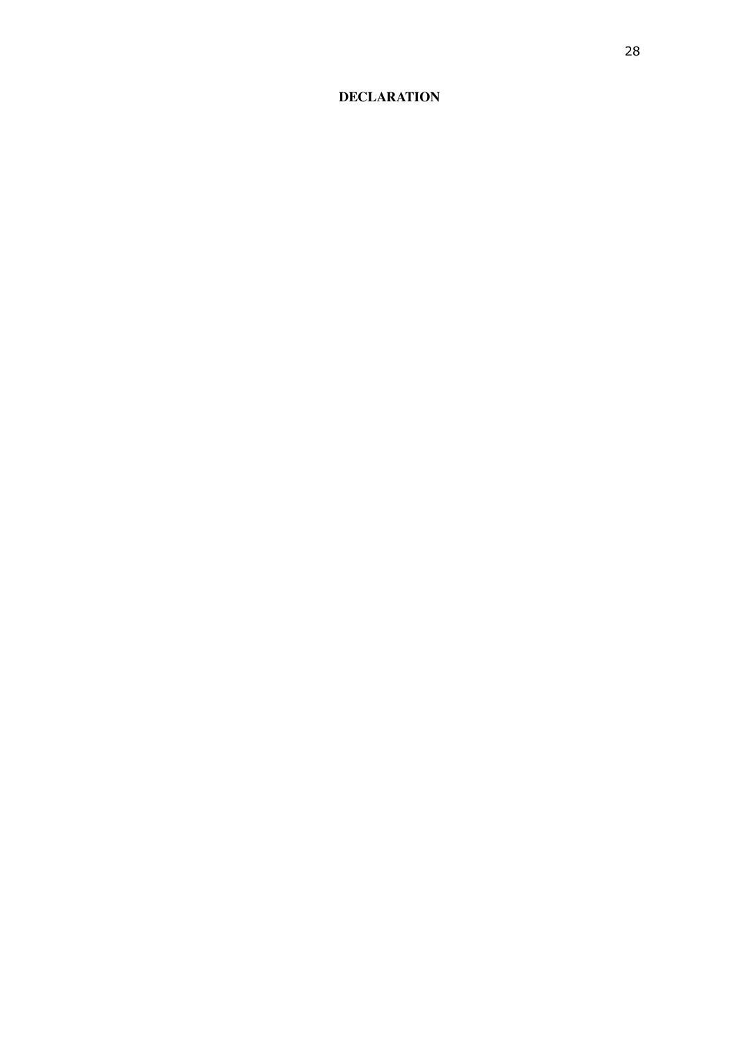# DECLARATION